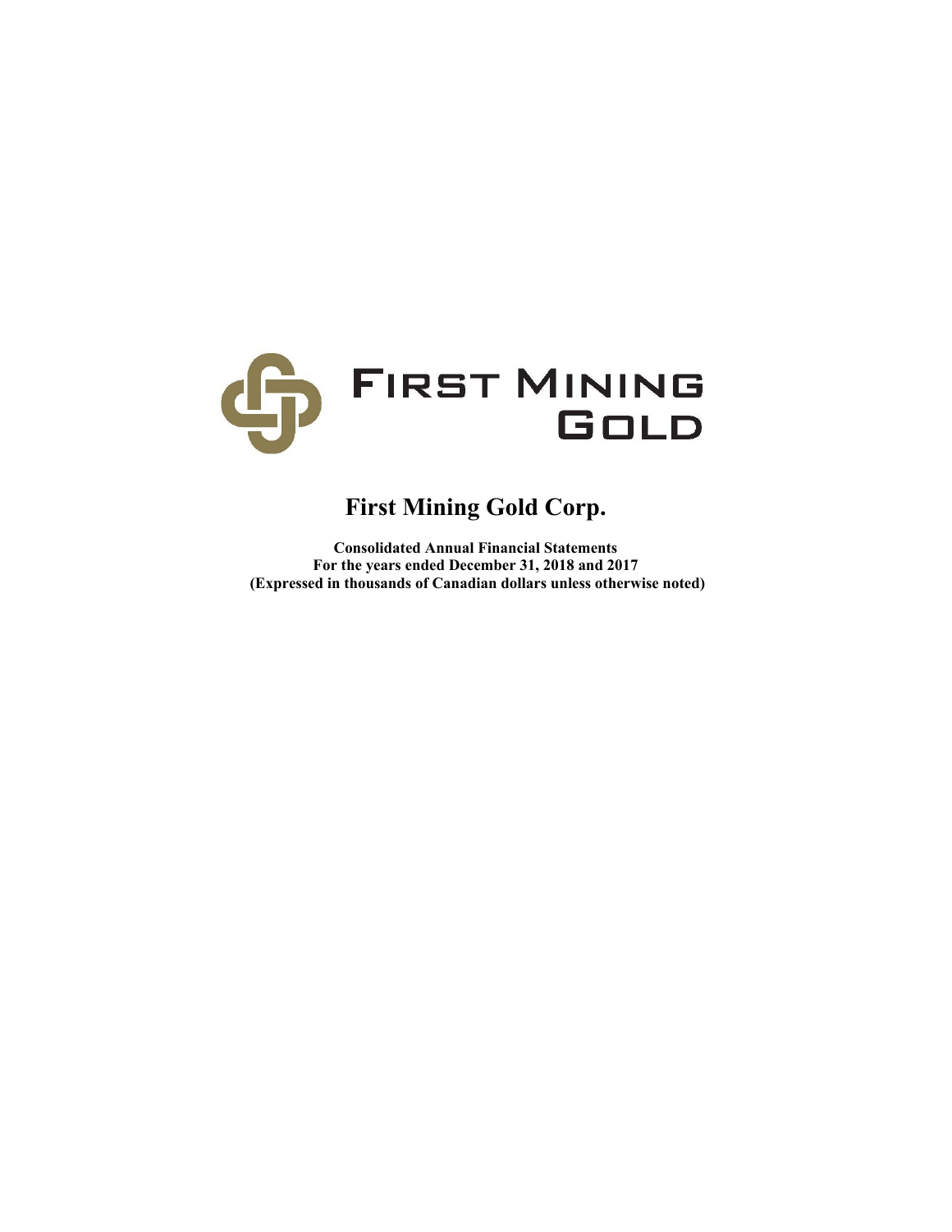FIRST MINING GOLD

# First Mining Gold Corp.

**Consolidated Annual Financial Statements**
**For the years ended December 31, 2018 and 2017**
**(Expressed in thousands of Canadian dollars unless otherwise noted)**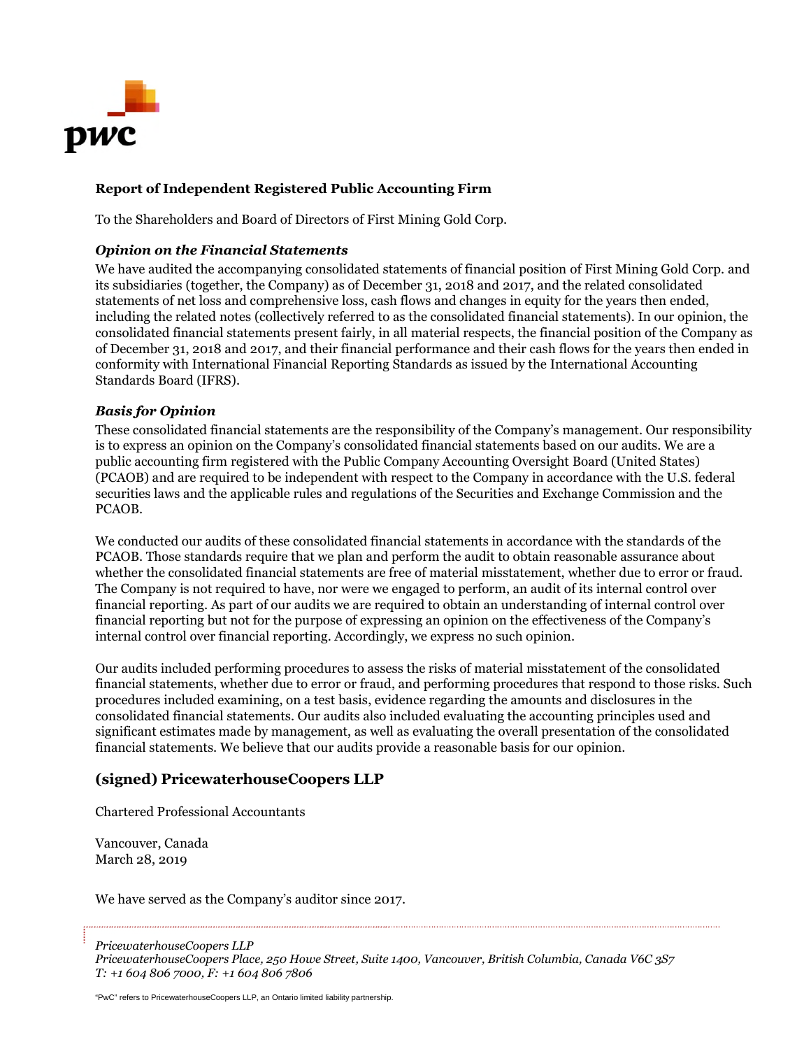pwc

**Report of Independent Registered Public Accounting Firm**

To the Shareholders and Board of Directors of First Mining Gold Corp.

***Opinion on the Financial Statements***

We have audited the accompanying consolidated statements of financial position of First Mining Gold Corp. and its subsidiaries (together, the Company) as of December 31, 2018 and 2017, and the related consolidated statements of net loss and comprehensive loss, cash flows and changes in equity for the years then ended, including the related notes (collectively referred to as the consolidated financial statements). In our opinion, the consolidated financial statements present fairly, in all material respects, the financial position of the Company as of December 31, 2018 and 2017, and their financial performance and their cash flows for the years then ended in conformity with International Financial Reporting Standards as issued by the International Accounting Standards Board (IFRS).

***Basis for Opinion***

These consolidated financial statements are the responsibility of the Company's management. Our responsibility is to express an opinion on the Company's consolidated financial statements based on our audits. We are a public accounting firm registered with the Public Company Accounting Oversight Board (United States) (PCAOB) and are required to be independent with respect to the Company in accordance with the U.S. federal securities laws and the applicable rules and regulations of the Securities and Exchange Commission and the PCAOB.

We conducted our audits of these consolidated financial statements in accordance with the standards of the PCAOB. Those standards require that we plan and perform the audit to obtain reasonable assurance about whether the consolidated financial statements are free of material misstatement, whether due to error or fraud. The Company is not required to have, nor were we engaged to perform, an audit of its internal control over financial reporting. As part of our audits we are required to obtain an understanding of internal control over financial reporting but not for the purpose of expressing an opinion on the effectiveness of the Company's internal control over financial reporting. Accordingly, we express no such opinion.

Our audits included performing procedures to assess the risks of material misstatement of the consolidated financial statements, whether due to error or fraud, and performing procedures that respond to those risks. Such procedures included examining, on a test basis, evidence regarding the amounts and disclosures in the consolidated financial statements. Our audits also included evaluating the accounting principles used and significant estimates made by management, as well as evaluating the overall presentation of the consolidated financial statements. We believe that our audits provide a reasonable basis for our opinion.

**(signed) PricewaterhouseCoopers LLP**

Chartered Professional Accountants

Vancouver, Canada
March 28, 2019

We have served as the Company's auditor since 2017.

*PricewaterhouseCoopers LLP*
*PricewaterhouseCoopers Place, 250 Howe Street, Suite 1400, Vancouver, British Columbia, Canada V6C 3S7*
*T: +1 604 806 7000, F: +1 604 806 7806*

"PwC" refers to PricewaterhouseCoopers LLP, an Ontario limited liability partnership.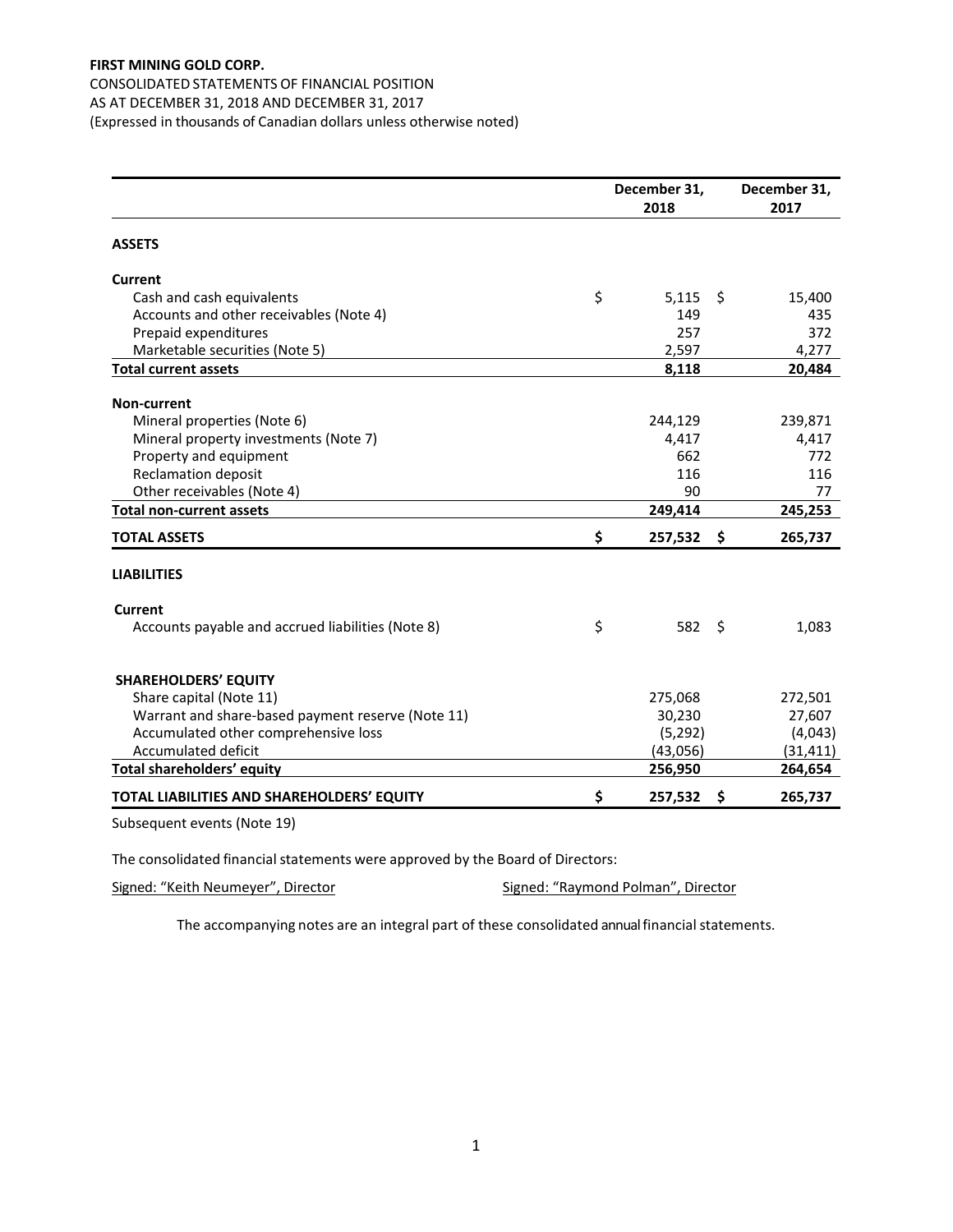**FIRST MINING GOLD CORP.**

CONSOLIDATED STATEMENTS OF FINANCIAL POSITION

AS AT DECEMBER 31, 2018 AND DECEMBER 31, 2017

(Expressed in thousands of Canadian dollars unless otherwise noted)

| | December 31, 2018 | December 31, 2017 |
|---|---|---|
| **ASSETS** | | |
| **Current** | | |
| Cash and cash equivalents | $ 5,115 | $ 15,400 |
| Accounts and other receivables (Note 4) | 149 | 435 |
| Prepaid expenditures | 257 | 372 |
| Marketable securities (Note 5) | 2,597 | 4,277 |
| **Total current assets** | **8,118** | **20,484** |
| **Non-current** | | |
| Mineral properties (Note 6) | 244,129 | 239,871 |
| Mineral property investments (Note 7) | 4,417 | 4,417 |
| Property and equipment | 662 | 772 |
| Reclamation deposit | 116 | 116 |
| Other receivables (Note 4) | 90 | 77 |
| **Total non-current assets** | **249,414** | **245,253** |
| **TOTAL ASSETS** | **$ 257,532** | **$ 265,737** |
| **LIABILITIES** | | |
| **Current** | | |
| Accounts payable and accrued liabilities (Note 8) | $ 582 | $ 1,083 |
| **SHAREHOLDERS' EQUITY** | | |
| Share capital (Note 11) | 275,068 | 272,501 |
| Warrant and share-based payment reserve (Note 11) | 30,230 | 27,607 |
| Accumulated other comprehensive loss | (5,292) | (4,043) |
| Accumulated deficit | (43,056) | (31,411) |
| **Total shareholders' equity** | **256,950** | **264,654** |
| **TOTAL LIABILITIES AND SHAREHOLDERS' EQUITY** | **$ 257,532** | **$ 265,737** |

Subsequent events (Note 19)

The consolidated financial statements were approved by the Board of Directors:

Signed: "Keith Neumeyer", Director

Signed: "Raymond Polman", Director

The accompanying notes are an integral part of these consolidated annual financial statements.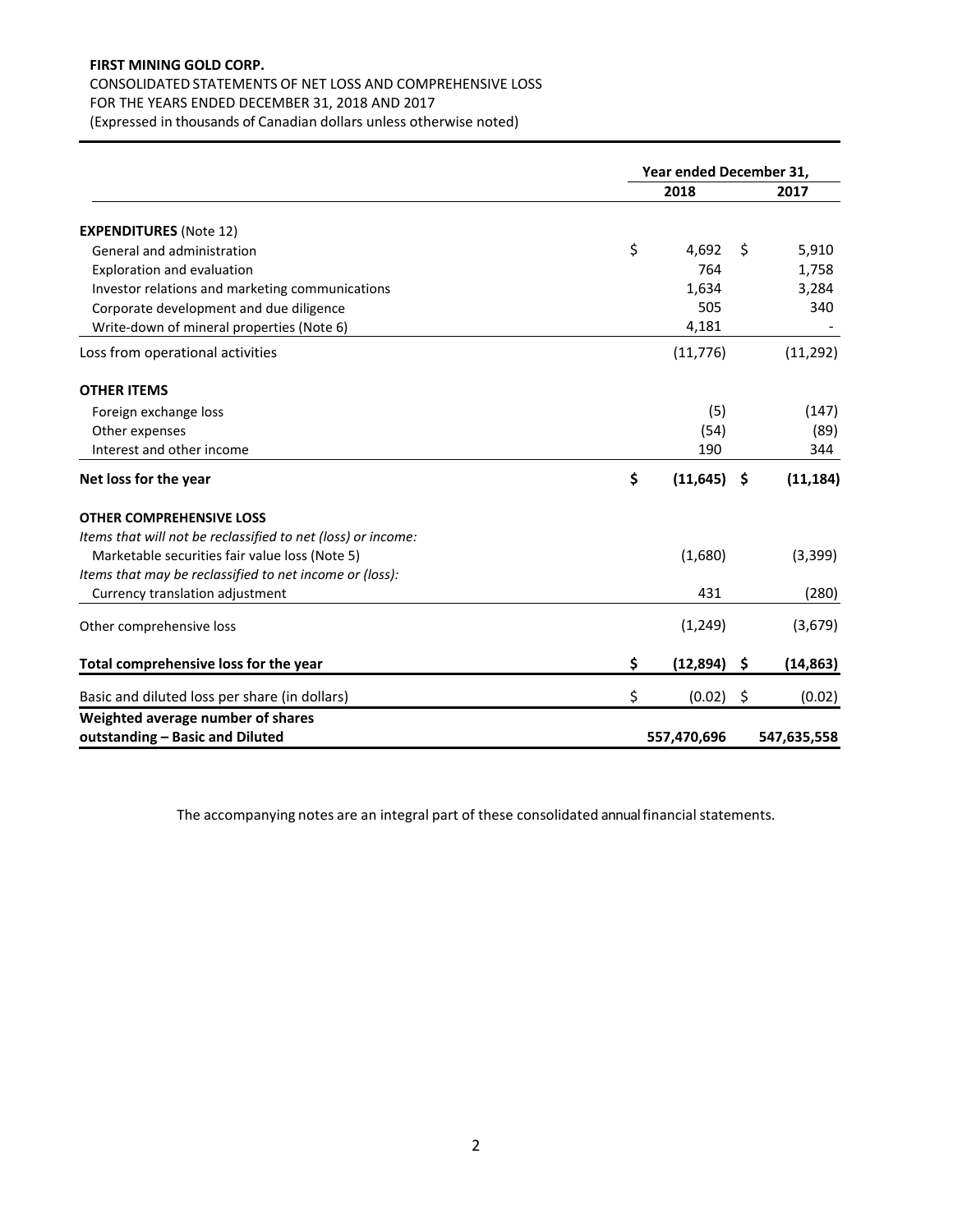**FIRST MINING GOLD CORP.**
CONSOLIDATED STATEMENTS OF NET LOSS AND COMPREHENSIVE LOSS
FOR THE YEARS ENDED DECEMBER 31, 2018 AND 2017
(Expressed in thousands of Canadian dollars unless otherwise noted)

| | Year ended December 31, | |
|---|---|---|
| | **2018** | **2017** |
| **EXPENDITURES** (Note 12) | | |
| General and administration | $ 4,692 | $ 5,910 |
| Exploration and evaluation | 764 | 1,758 |
| Investor relations and marketing communications | 1,634 | 3,284 |
| Corporate development and due diligence | 505 | 340 |
| Write-down of mineral properties (Note 6) | 4,181 | - |
| Loss from operational activities | (11,776) | (11,292) |
| **OTHER ITEMS** | | |
| Foreign exchange loss | (5) | (147) |
| Other expenses | (54) | (89) |
| Interest and other income | 190 | 344 |
| **Net loss for the year** | **$ (11,645)** | **$ (11,184)** |
| **OTHER COMPREHENSIVE LOSS** | | |
| *Items that will not be reclassified to net (loss) or income:* | | |
| Marketable securities fair value loss (Note 5) | (1,680) | (3,399) |
| *Items that may be reclassified to net income or (loss):* | | |
| Currency translation adjustment | 431 | (280) |
| Other comprehensive loss | (1,249) | (3,679) |
| **Total comprehensive loss for the year** | **$ (12,894)** | **$ (14,863)** |
| Basic and diluted loss per share (in dollars) | $ (0.02) | $ (0.02) |
| **Weighted average number of shares outstanding – Basic and Diluted** | **557,470,696** | **547,635,558** |

The accompanying notes are an integral part of these consolidated annual financial statements.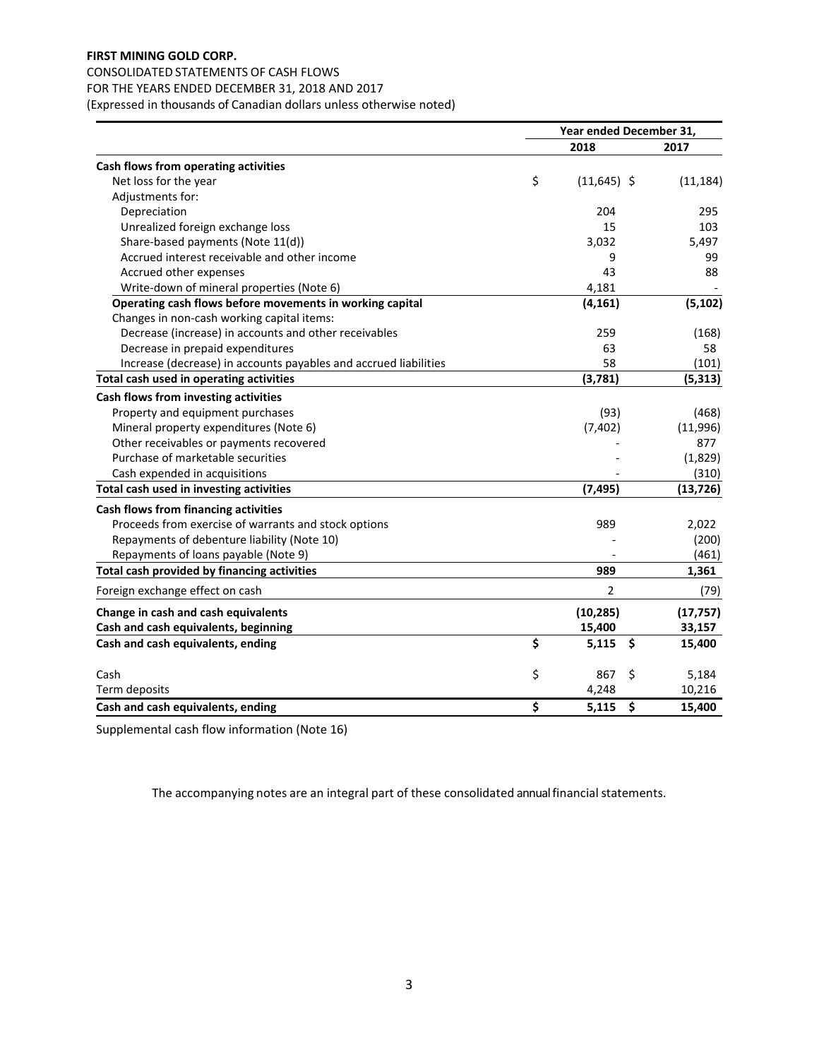**FIRST MINING GOLD CORP.**

CONSOLIDATED STATEMENTS OF CASH FLOWS

FOR THE YEARS ENDED DECEMBER 31, 2018 AND 2017

(Expressed in thousands of Canadian dollars unless otherwise noted)

| | Year ended December 31, 2018 | 2017 |
|---|---|---|
| **Cash flows from operating activities** | | |
| Net loss for the year | $ (11,645) | $ (11,184) |
| Adjustments for: | | |
| Depreciation | 204 | 295 |
| Unrealized foreign exchange loss | 15 | 103 |
| Share-based payments (Note 11(d)) | 3,032 | 5,497 |
| Accrued interest receivable and other income | 9 | 99 |
| Accrued other expenses | 43 | 88 |
| Write-down of mineral properties (Note 6) | 4,181 | - |
| **Operating cash flows before movements in working capital** | **(4,161)** | **(5,102)** |
| Changes in non-cash working capital items: | | |
| Decrease (increase) in accounts and other receivables | 259 | (168) |
| Decrease in prepaid expenditures | 63 | 58 |
| Increase (decrease) in accounts payables and accrued liabilities | 58 | (101) |
| **Total cash used in operating activities** | **(3,781)** | **(5,313)** |
| **Cash flows from investing activities** | | |
| Property and equipment purchases | (93) | (468) |
| Mineral property expenditures (Note 6) | (7,402) | (11,996) |
| Other receivables or payments recovered | - | 877 |
| Purchase of marketable securities | - | (1,829) |
| Cash expended in acquisitions | - | (310) |
| **Total cash used in investing activities** | **(7,495)** | **(13,726)** |
| **Cash flows from financing activities** | | |
| Proceeds from exercise of warrants and stock options | 989 | 2,022 |
| Repayments of debenture liability (Note 10) | - | (200) |
| Repayments of loans payable (Note 9) | - | (461) |
| **Total cash provided by financing activities** | **989** | **1,361** |
| Foreign exchange effect on cash | 2 | (79) |
| **Change in cash and cash equivalents** | **(10,285)** | **(17,757)** |
| **Cash and cash equivalents, beginning** | **15,400** | **33,157** |
| **Cash and cash equivalents, ending** | **$ 5,115** | **$ 15,400** |
| Cash | $ 867 | $ 5,184 |
| Term deposits | 4,248 | 10,216 |
| **Cash and cash equivalents, ending** | **$ 5,115** | **$ 15,400** |

Supplemental cash flow information (Note 16)

The accompanying notes are an integral part of these consolidated annual financial statements.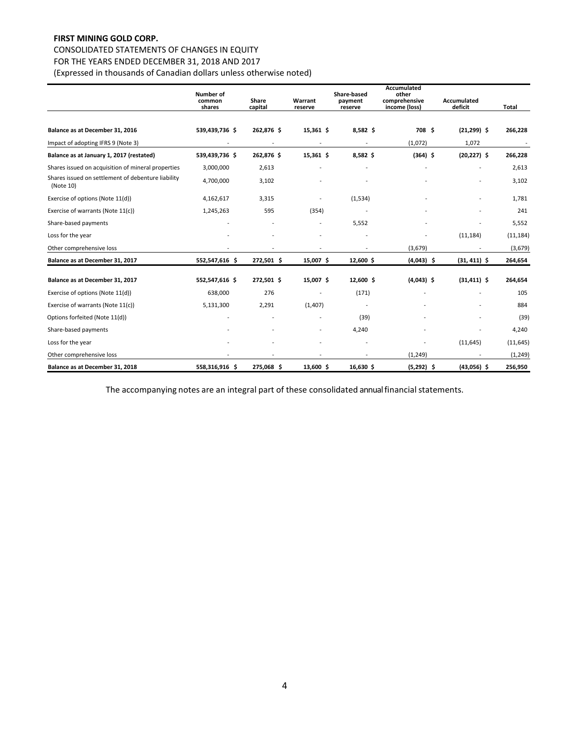**FIRST MINING GOLD CORP.**

CONSOLIDATED STATEMENTS OF CHANGES IN EQUITY

FOR THE YEARS ENDED DECEMBER 31, 2018 AND 2017

(Expressed in thousands of Canadian dollars unless otherwise noted)

| | Number of common shares | Share capital | Warrant reserve | Share-based payment reserve | Accumulated other comprehensive income (loss) | Accumulated deficit | Total |
|---|---|---|---|---|---|---|---|
| **Balance as at December 31, 2016** | **539,439,736 $** | **262,876 $** | **15,361 $** | **8,582 $** | **708 $** | **(21,299) $** | **266,228** |
| Impact of adopting IFRS 9 (Note 3) | - | - | - | - | (1,072) | 1,072 | - |
| **Balance as at January 1, 2017 (restated)** | **539,439,736 $** | **262,876 $** | **15,361 $** | **8,582 $** | **(364) $** | **(20,227) $** | **266,228** |
| Shares issued on acquisition of mineral properties | 3,000,000 | 2,613 | - | - | - | - | 2,613 |
| Shares issued on settlement of debenture liability (Note 10) | 4,700,000 | 3,102 | - | - | - | - | 3,102 |
| Exercise of options (Note 11(d)) | 4,162,617 | 3,315 | - | (1,534) | - | - | 1,781 |
| Exercise of warrants (Note 11(c)) | 1,245,263 | 595 | (354) | - | - | - | 241 |
| Share-based payments | - | - | - | 5,552 | - | - | 5,552 |
| Loss for the year | - | - | - | - | - | (11,184) | (11,184) |
| Other comprehensive loss | - | - | - | - | (3,679) | - | (3,679) |
| **Balance as at December 31, 2017** | **552,547,616 $** | **272,501 $** | **15,007 $** | **12,600 $** | **(4,043) $** | **(31, 411) $** | **264,654** |
| **Balance as at December 31, 2017** | **552,547,616 $** | **272,501 $** | **15,007 $** | **12,600 $** | **(4,043) $** | **(31,411) $** | **264,654** |
| Exercise of options (Note 11(d)) | 638,000 | 276 | - | (171) | - | - | 105 |
| Exercise of warrants (Note 11(c)) | 5,131,300 | 2,291 | (1,407) | - | - | - | 884 |
| Options forfeited (Note 11(d)) | - | - | - | (39) | - | - | (39) |
| Share-based payments | - | - | - | 4,240 | - | - | 4,240 |
| Loss for the year | - | - | - | - | - | (11,645) | (11,645) |
| Other comprehensive loss | - | - | - | - | (1,249) | - | (1,249) |
| **Balance as at December 31, 2018** | **558,316,916 $** | **275,068 $** | **13,600 $** | **16,630 $** | **(5,292) $** | **(43,056) $** | **256,950** |

The accompanying notes are an integral part of these consolidated annual financial statements.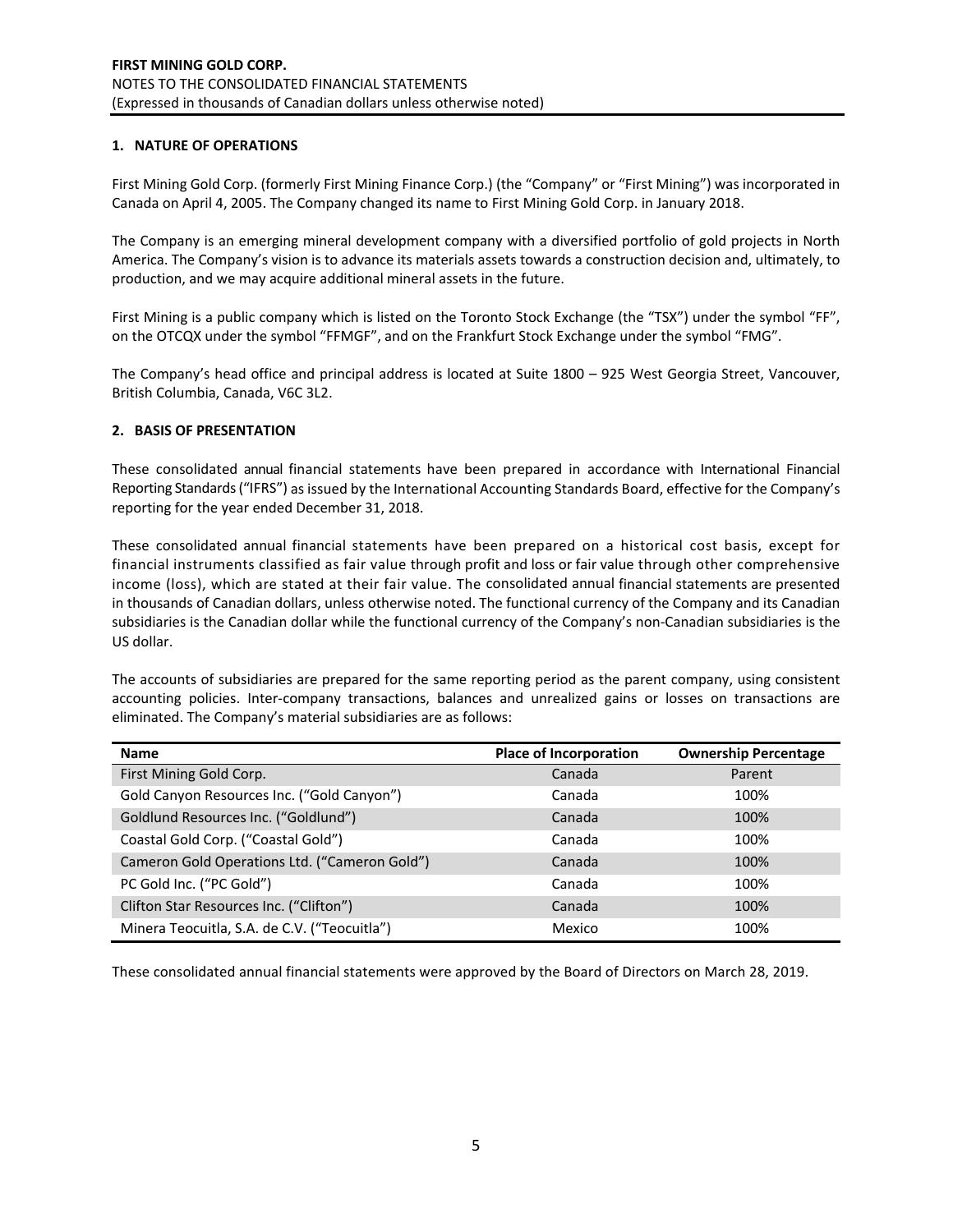## 1. NATURE OF OPERATIONS

First Mining Gold Corp. (formerly First Mining Finance Corp.) (the "Company" or "First Mining") was incorporated in Canada on April 4, 2005. The Company changed its name to First Mining Gold Corp. in January 2018.

The Company is an emerging mineral development company with a diversified portfolio of gold projects in North America. The Company's vision is to advance its materials assets towards a construction decision and, ultimately, to production, and we may acquire additional mineral assets in the future.

First Mining is a public company which is listed on the Toronto Stock Exchange (the "TSX") under the symbol "FF", on the OTCQX under the symbol "FFMGF", and on the Frankfurt Stock Exchange under the symbol "FMG".

The Company's head office and principal address is located at Suite 1800 – 925 West Georgia Street, Vancouver, British Columbia, Canada, V6C 3L2.

## 2. BASIS OF PRESENTATION

These consolidated annual financial statements have been prepared in accordance with International Financial Reporting Standards ("IFRS") as issued by the International Accounting Standards Board, effective for the Company's reporting for the year ended December 31, 2018.

These consolidated annual financial statements have been prepared on a historical cost basis, except for financial instruments classified as fair value through profit and loss or fair value through other comprehensive income (loss), which are stated at their fair value. The consolidated annual financial statements are presented in thousands of Canadian dollars, unless otherwise noted. The functional currency of the Company and its Canadian subsidiaries is the Canadian dollar while the functional currency of the Company's non-Canadian subsidiaries is the US dollar.

The accounts of subsidiaries are prepared for the same reporting period as the parent company, using consistent accounting policies. Inter-company transactions, balances and unrealized gains or losses on transactions are eliminated. The Company's material subsidiaries are as follows:

| Name | Place of Incorporation | Ownership Percentage |
|---|---|---|
| First Mining Gold Corp. | Canada | Parent |
| Gold Canyon Resources Inc. ("Gold Canyon") | Canada | 100% |
| Goldlund Resources Inc. ("Goldlund") | Canada | 100% |
| Coastal Gold Corp. ("Coastal Gold") | Canada | 100% |
| Cameron Gold Operations Ltd. ("Cameron Gold") | Canada | 100% |
| PC Gold Inc. ("PC Gold") | Canada | 100% |
| Clifton Star Resources Inc. ("Clifton") | Canada | 100% |
| Minera Teocuitla, S.A. de C.V. ("Teocuitla") | Mexico | 100% |

These consolidated annual financial statements were approved by the Board of Directors on March 28, 2019.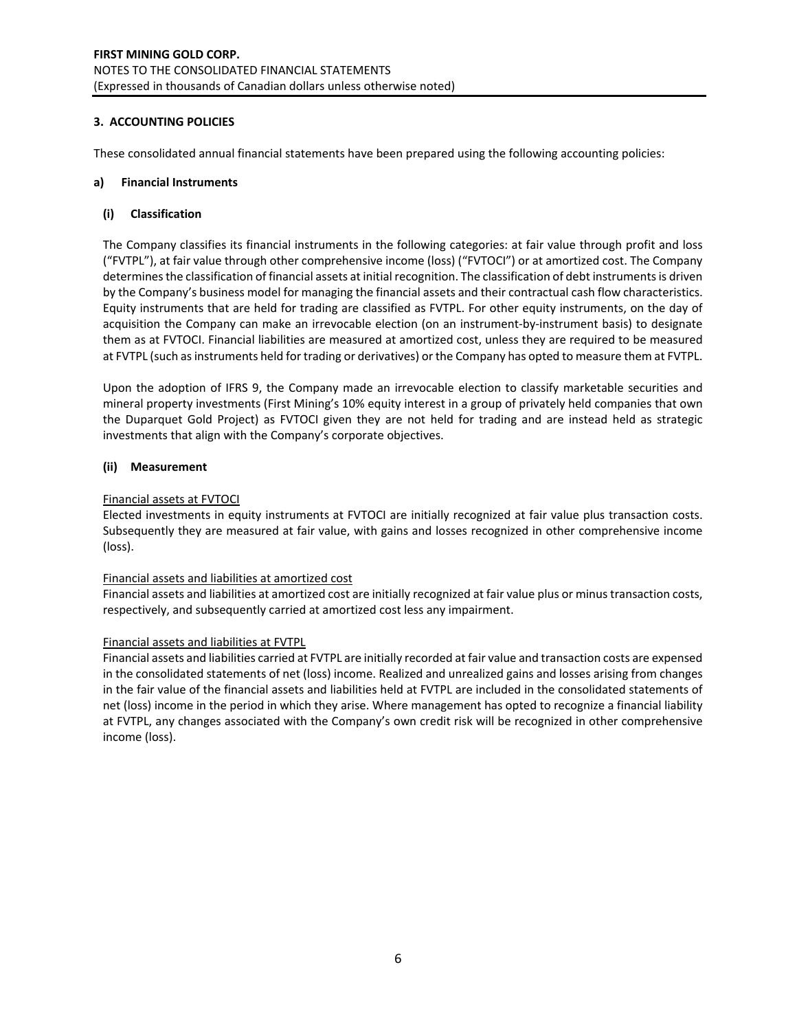## 3. ACCOUNTING POLICIES

These consolidated annual financial statements have been prepared using the following accounting policies:

### a) Financial Instruments

#### (i) Classification

The Company classifies its financial instruments in the following categories: at fair value through profit and loss ("FVTPL"), at fair value through other comprehensive income (loss) ("FVTOCI") or at amortized cost. The Company determines the classification of financial assets at initial recognition. The classification of debt instruments is driven by the Company's business model for managing the financial assets and their contractual cash flow characteristics. Equity instruments that are held for trading are classified as FVTPL. For other equity instruments, on the day of acquisition the Company can make an irrevocable election (on an instrument-by-instrument basis) to designate them as at FVTOCI. Financial liabilities are measured at amortized cost, unless they are required to be measured at FVTPL (such as instruments held for trading or derivatives) or the Company has opted to measure them at FVTPL.

Upon the adoption of IFRS 9, the Company made an irrevocable election to classify marketable securities and mineral property investments (First Mining's 10% equity interest in a group of privately held companies that own the Duparquet Gold Project) as FVTOCI given they are not held for trading and are instead held as strategic investments that align with the Company's corporate objectives.

#### (ii) Measurement

Financial assets at FVTOCI

Elected investments in equity instruments at FVTOCI are initially recognized at fair value plus transaction costs. Subsequently they are measured at fair value, with gains and losses recognized in other comprehensive income (loss).

Financial assets and liabilities at amortized cost

Financial assets and liabilities at amortized cost are initially recognized at fair value plus or minus transaction costs, respectively, and subsequently carried at amortized cost less any impairment.

Financial assets and liabilities at FVTPL

Financial assets and liabilities carried at FVTPL are initially recorded at fair value and transaction costs are expensed in the consolidated statements of net (loss) income. Realized and unrealized gains and losses arising from changes in the fair value of the financial assets and liabilities held at FVTPL are included in the consolidated statements of net (loss) income in the period in which they arise. Where management has opted to recognize a financial liability at FVTPL, any changes associated with the Company's own credit risk will be recognized in other comprehensive income (loss).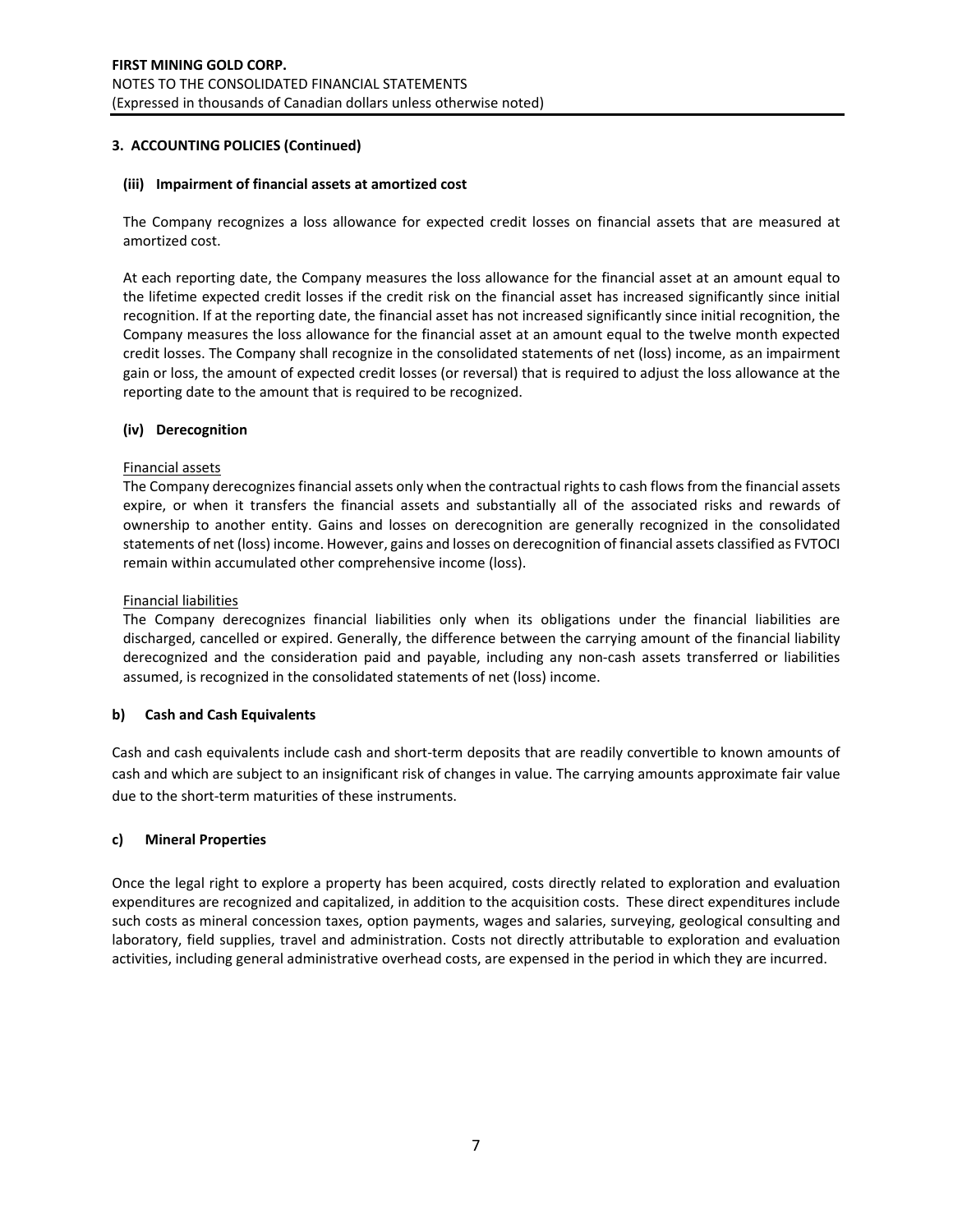### 3. ACCOUNTING POLICIES (Continued)

#### (iii) Impairment of financial assets at amortized cost

The Company recognizes a loss allowance for expected credit losses on financial assets that are measured at amortized cost.

At each reporting date, the Company measures the loss allowance for the financial asset at an amount equal to the lifetime expected credit losses if the credit risk on the financial asset has increased significantly since initial recognition. If at the reporting date, the financial asset has not increased significantly since initial recognition, the Company measures the loss allowance for the financial asset at an amount equal to the twelve month expected credit losses. The Company shall recognize in the consolidated statements of net (loss) income, as an impairment gain or loss, the amount of expected credit losses (or reversal) that is required to adjust the loss allowance at the reporting date to the amount that is required to be recognized.

#### (iv) Derecognition

Financial assets

The Company derecognizes financial assets only when the contractual rights to cash flows from the financial assets expire, or when it transfers the financial assets and substantially all of the associated risks and rewards of ownership to another entity. Gains and losses on derecognition are generally recognized in the consolidated statements of net (loss) income. However, gains and losses on derecognition of financial assets classified as FVTOCI remain within accumulated other comprehensive income (loss).

Financial liabilities

The Company derecognizes financial liabilities only when its obligations under the financial liabilities are discharged, cancelled or expired. Generally, the difference between the carrying amount of the financial liability derecognized and the consideration paid and payable, including any non-cash assets transferred or liabilities assumed, is recognized in the consolidated statements of net (loss) income.

### b) Cash and Cash Equivalents

Cash and cash equivalents include cash and short-term deposits that are readily convertible to known amounts of cash and which are subject to an insignificant risk of changes in value. The carrying amounts approximate fair value due to the short-term maturities of these instruments.

### c) Mineral Properties

Once the legal right to explore a property has been acquired, costs directly related to exploration and evaluation expenditures are recognized and capitalized, in addition to the acquisition costs. These direct expenditures include such costs as mineral concession taxes, option payments, wages and salaries, surveying, geological consulting and laboratory, field supplies, travel and administration. Costs not directly attributable to exploration and evaluation activities, including general administrative overhead costs, are expensed in the period in which they are incurred.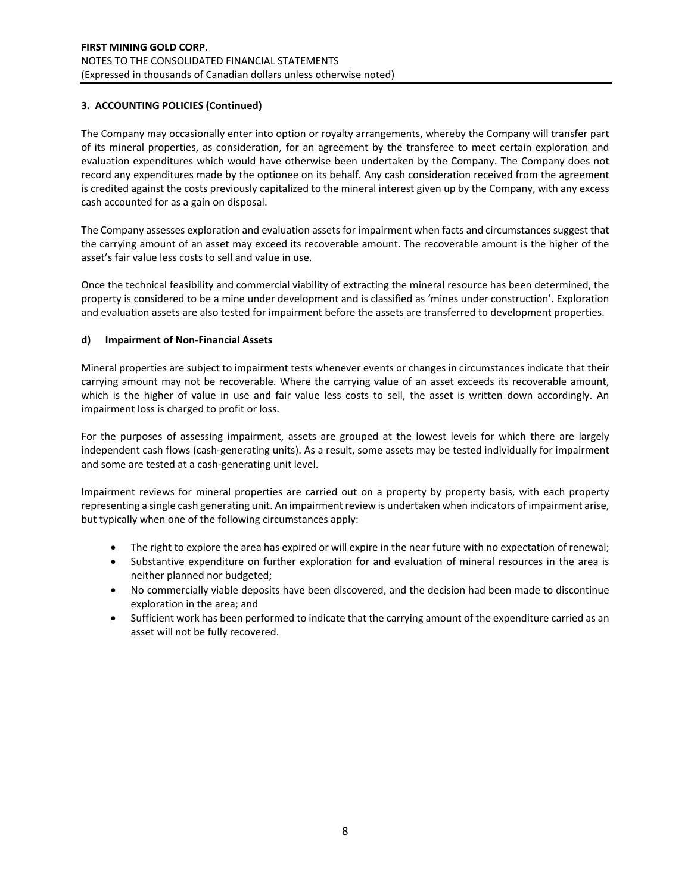## 3. ACCOUNTING POLICIES (Continued)

The Company may occasionally enter into option or royalty arrangements, whereby the Company will transfer part of its mineral properties, as consideration, for an agreement by the transferee to meet certain exploration and evaluation expenditures which would have otherwise been undertaken by the Company. The Company does not record any expenditures made by the optionee on its behalf. Any cash consideration received from the agreement is credited against the costs previously capitalized to the mineral interest given up by the Company, with any excess cash accounted for as a gain on disposal.

The Company assesses exploration and evaluation assets for impairment when facts and circumstances suggest that the carrying amount of an asset may exceed its recoverable amount. The recoverable amount is the higher of the asset's fair value less costs to sell and value in use.

Once the technical feasibility and commercial viability of extracting the mineral resource has been determined, the property is considered to be a mine under development and is classified as 'mines under construction'. Exploration and evaluation assets are also tested for impairment before the assets are transferred to development properties.

### d) Impairment of Non-Financial Assets

Mineral properties are subject to impairment tests whenever events or changes in circumstances indicate that their carrying amount may not be recoverable. Where the carrying value of an asset exceeds its recoverable amount, which is the higher of value in use and fair value less costs to sell, the asset is written down accordingly. An impairment loss is charged to profit or loss.

For the purposes of assessing impairment, assets are grouped at the lowest levels for which there are largely independent cash flows (cash-generating units). As a result, some assets may be tested individually for impairment and some are tested at a cash-generating unit level.

Impairment reviews for mineral properties are carried out on a property by property basis, with each property representing a single cash generating unit. An impairment review is undertaken when indicators of impairment arise, but typically when one of the following circumstances apply:

- The right to explore the area has expired or will expire in the near future with no expectation of renewal;
- Substantive expenditure on further exploration for and evaluation of mineral resources in the area is neither planned nor budgeted;
- No commercially viable deposits have been discovered, and the decision had been made to discontinue exploration in the area; and
- Sufficient work has been performed to indicate that the carrying amount of the expenditure carried as an asset will not be fully recovered.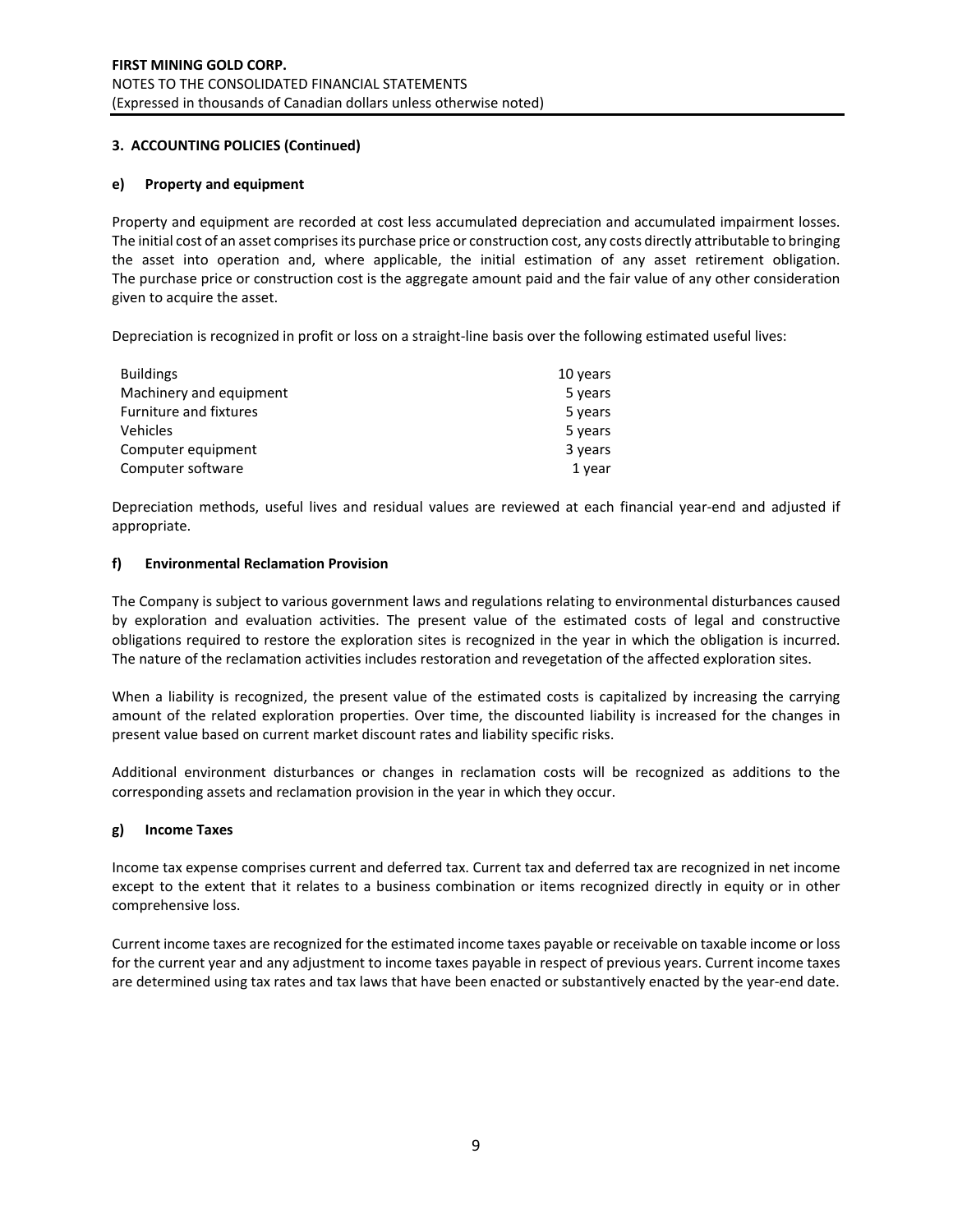### 3. ACCOUNTING POLICIES (Continued)

#### e) Property and equipment

Property and equipment are recorded at cost less accumulated depreciation and accumulated impairment losses. The initial cost of an asset comprises its purchase price or construction cost, any costs directly attributable to bringing the asset into operation and, where applicable, the initial estimation of any asset retirement obligation. The purchase price or construction cost is the aggregate amount paid and the fair value of any other consideration given to acquire the asset.

Depreciation is recognized in profit or loss on a straight-line basis over the following estimated useful lives:

| | |
|---|---|
| Buildings | 10 years |
| Machinery and equipment | 5 years |
| Furniture and fixtures | 5 years |
| Vehicles | 5 years |
| Computer equipment | 3 years |
| Computer software | 1 year |

Depreciation methods, useful lives and residual values are reviewed at each financial year-end and adjusted if appropriate.

#### f) Environmental Reclamation Provision

The Company is subject to various government laws and regulations relating to environmental disturbances caused by exploration and evaluation activities. The present value of the estimated costs of legal and constructive obligations required to restore the exploration sites is recognized in the year in which the obligation is incurred. The nature of the reclamation activities includes restoration and revegetation of the affected exploration sites.

When a liability is recognized, the present value of the estimated costs is capitalized by increasing the carrying amount of the related exploration properties. Over time, the discounted liability is increased for the changes in present value based on current market discount rates and liability specific risks.

Additional environment disturbances or changes in reclamation costs will be recognized as additions to the corresponding assets and reclamation provision in the year in which they occur.

#### g) Income Taxes

Income tax expense comprises current and deferred tax. Current tax and deferred tax are recognized in net income except to the extent that it relates to a business combination or items recognized directly in equity or in other comprehensive loss.

Current income taxes are recognized for the estimated income taxes payable or receivable on taxable income or loss for the current year and any adjustment to income taxes payable in respect of previous years. Current income taxes are determined using tax rates and tax laws that have been enacted or substantively enacted by the year-end date.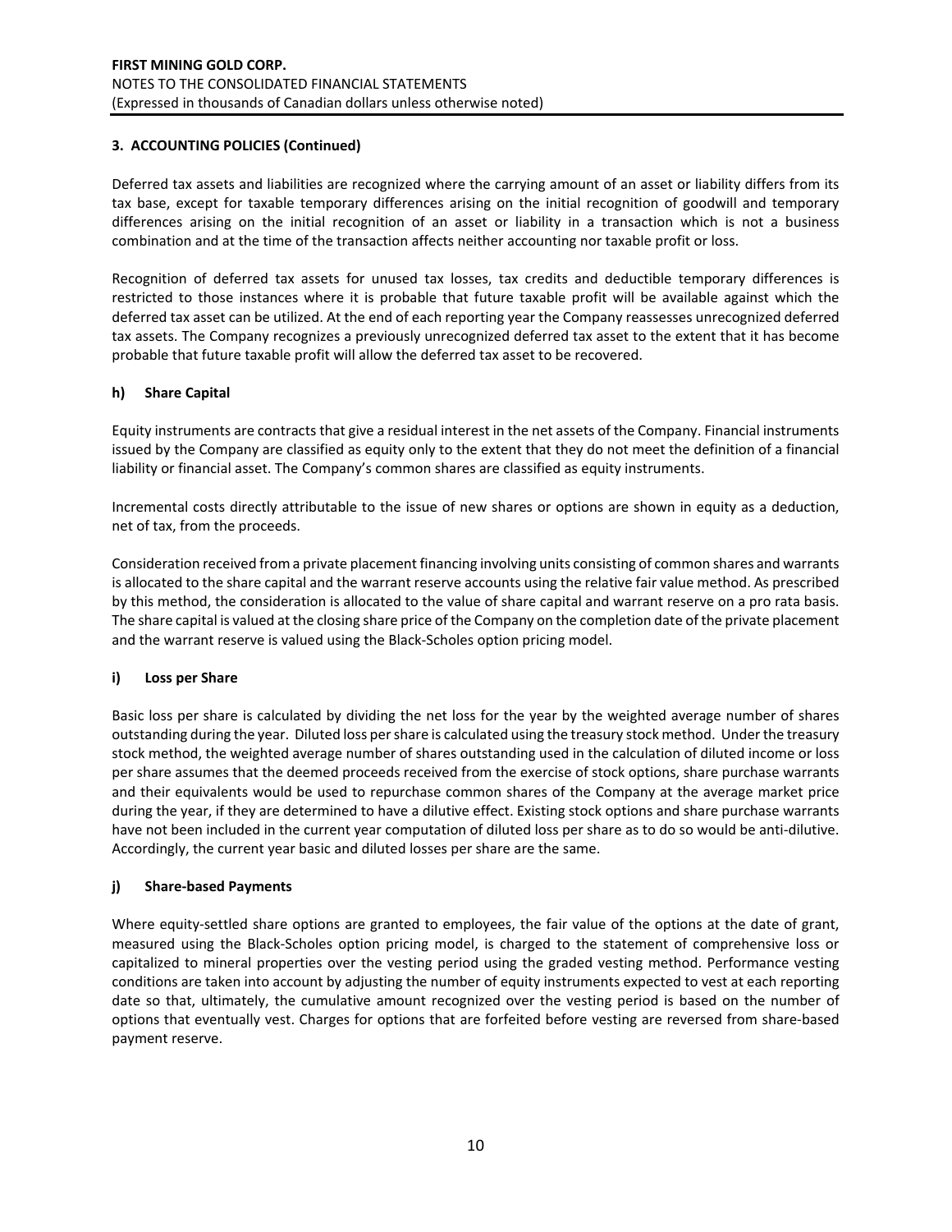## 3. ACCOUNTING POLICIES (Continued)

Deferred tax assets and liabilities are recognized where the carrying amount of an asset or liability differs from its tax base, except for taxable temporary differences arising on the initial recognition of goodwill and temporary differences arising on the initial recognition of an asset or liability in a transaction which is not a business combination and at the time of the transaction affects neither accounting nor taxable profit or loss.

Recognition of deferred tax assets for unused tax losses, tax credits and deductible temporary differences is restricted to those instances where it is probable that future taxable profit will be available against which the deferred tax asset can be utilized. At the end of each reporting year the Company reassesses unrecognized deferred tax assets. The Company recognizes a previously unrecognized deferred tax asset to the extent that it has become probable that future taxable profit will allow the deferred tax asset to be recovered.

### h) Share Capital

Equity instruments are contracts that give a residual interest in the net assets of the Company. Financial instruments issued by the Company are classified as equity only to the extent that they do not meet the definition of a financial liability or financial asset. The Company's common shares are classified as equity instruments.

Incremental costs directly attributable to the issue of new shares or options are shown in equity as a deduction, net of tax, from the proceeds.

Consideration received from a private placement financing involving units consisting of common shares and warrants is allocated to the share capital and the warrant reserve accounts using the relative fair value method. As prescribed by this method, the consideration is allocated to the value of share capital and warrant reserve on a pro rata basis. The share capital is valued at the closing share price of the Company on the completion date of the private placement and the warrant reserve is valued using the Black-Scholes option pricing model.

### i) Loss per Share

Basic loss per share is calculated by dividing the net loss for the year by the weighted average number of shares outstanding during the year. Diluted loss per share is calculated using the treasury stock method. Under the treasury stock method, the weighted average number of shares outstanding used in the calculation of diluted income or loss per share assumes that the deemed proceeds received from the exercise of stock options, share purchase warrants and their equivalents would be used to repurchase common shares of the Company at the average market price during the year, if they are determined to have a dilutive effect. Existing stock options and share purchase warrants have not been included in the current year computation of diluted loss per share as to do so would be anti-dilutive. Accordingly, the current year basic and diluted losses per share are the same.

### j) Share-based Payments

Where equity-settled share options are granted to employees, the fair value of the options at the date of grant, measured using the Black-Scholes option pricing model, is charged to the statement of comprehensive loss or capitalized to mineral properties over the vesting period using the graded vesting method. Performance vesting conditions are taken into account by adjusting the number of equity instruments expected to vest at each reporting date so that, ultimately, the cumulative amount recognized over the vesting period is based on the number of options that eventually vest. Charges for options that are forfeited before vesting are reversed from share-based payment reserve.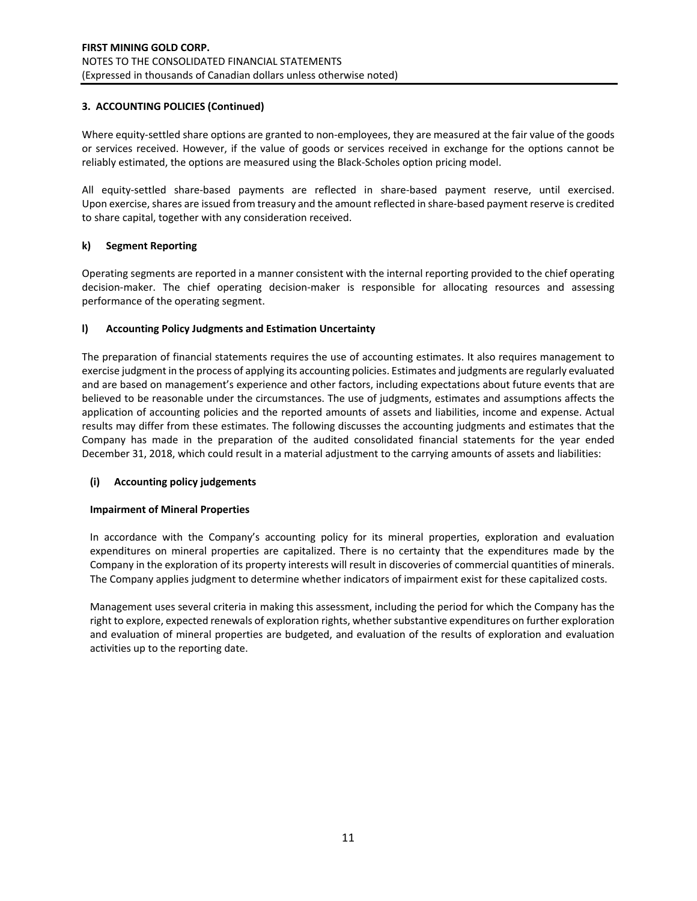## 3. ACCOUNTING POLICIES (Continued)

Where equity-settled share options are granted to non-employees, they are measured at the fair value of the goods or services received. However, if the value of goods or services received in exchange for the options cannot be reliably estimated, the options are measured using the Black-Scholes option pricing model.

All equity-settled share-based payments are reflected in share-based payment reserve, until exercised. Upon exercise, shares are issued from treasury and the amount reflected in share-based payment reserve is credited to share capital, together with any consideration received.

### k) Segment Reporting

Operating segments are reported in a manner consistent with the internal reporting provided to the chief operating decision-maker. The chief operating decision-maker is responsible for allocating resources and assessing performance of the operating segment.

### l) Accounting Policy Judgments and Estimation Uncertainty

The preparation of financial statements requires the use of accounting estimates. It also requires management to exercise judgment in the process of applying its accounting policies. Estimates and judgments are regularly evaluated and are based on management's experience and other factors, including expectations about future events that are believed to be reasonable under the circumstances. The use of judgments, estimates and assumptions affects the application of accounting policies and the reported amounts of assets and liabilities, income and expense. Actual results may differ from these estimates. The following discusses the accounting judgments and estimates that the Company has made in the preparation of the audited consolidated financial statements for the year ended December 31, 2018, which could result in a material adjustment to the carrying amounts of assets and liabilities:

#### (i) Accounting policy judgements

**Impairment of Mineral Properties**

In accordance with the Company's accounting policy for its mineral properties, exploration and evaluation expenditures on mineral properties are capitalized. There is no certainty that the expenditures made by the Company in the exploration of its property interests will result in discoveries of commercial quantities of minerals. The Company applies judgment to determine whether indicators of impairment exist for these capitalized costs.

Management uses several criteria in making this assessment, including the period for which the Company has the right to explore, expected renewals of exploration rights, whether substantive expenditures on further exploration and evaluation of mineral properties are budgeted, and evaluation of the results of exploration and evaluation activities up to the reporting date.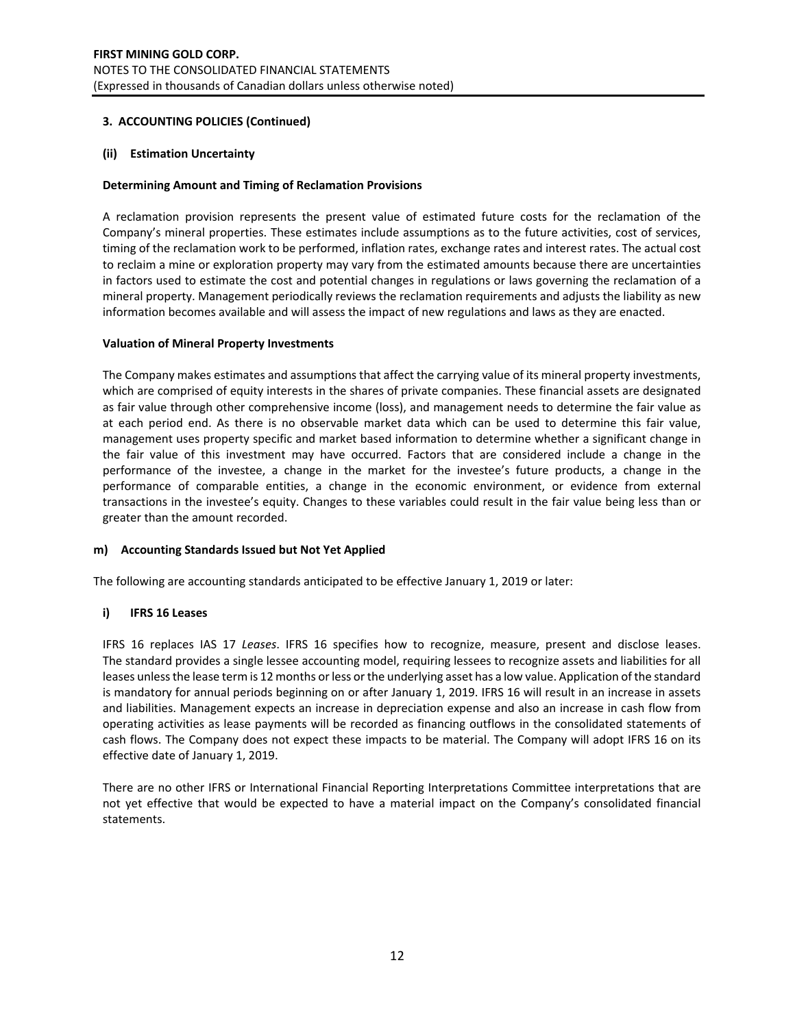### 3. ACCOUNTING POLICIES (Continued)

#### (ii) Estimation Uncertainty

**Determining Amount and Timing of Reclamation Provisions**

A reclamation provision represents the present value of estimated future costs for the reclamation of the Company's mineral properties. These estimates include assumptions as to the future activities, cost of services, timing of the reclamation work to be performed, inflation rates, exchange rates and interest rates. The actual cost to reclaim a mine or exploration property may vary from the estimated amounts because there are uncertainties in factors used to estimate the cost and potential changes in regulations or laws governing the reclamation of a mineral property. Management periodically reviews the reclamation requirements and adjusts the liability as new information becomes available and will assess the impact of new regulations and laws as they are enacted.

**Valuation of Mineral Property Investments**

The Company makes estimates and assumptions that affect the carrying value of its mineral property investments, which are comprised of equity interests in the shares of private companies. These financial assets are designated as fair value through other comprehensive income (loss), and management needs to determine the fair value as at each period end. As there is no observable market data which can be used to determine this fair value, management uses property specific and market based information to determine whether a significant change in the fair value of this investment may have occurred. Factors that are considered include a change in the performance of the investee, a change in the market for the investee's future products, a change in the performance of comparable entities, a change in the economic environment, or evidence from external transactions in the investee's equity. Changes to these variables could result in the fair value being less than or greater than the amount recorded.

### m) Accounting Standards Issued but Not Yet Applied

The following are accounting standards anticipated to be effective January 1, 2019 or later:

#### i) IFRS 16 Leases

IFRS 16 replaces IAS 17 *Leases*. IFRS 16 specifies how to recognize, measure, present and disclose leases. The standard provides a single lessee accounting model, requiring lessees to recognize assets and liabilities for all leases unless the lease term is 12 months or less or the underlying asset has a low value. Application of the standard is mandatory for annual periods beginning on or after January 1, 2019. IFRS 16 will result in an increase in assets and liabilities. Management expects an increase in depreciation expense and also an increase in cash flow from operating activities as lease payments will be recorded as financing outflows in the consolidated statements of cash flows. The Company does not expect these impacts to be material. The Company will adopt IFRS 16 on its effective date of January 1, 2019.

There are no other IFRS or International Financial Reporting Interpretations Committee interpretations that are not yet effective that would be expected to have a material impact on the Company's consolidated financial statements.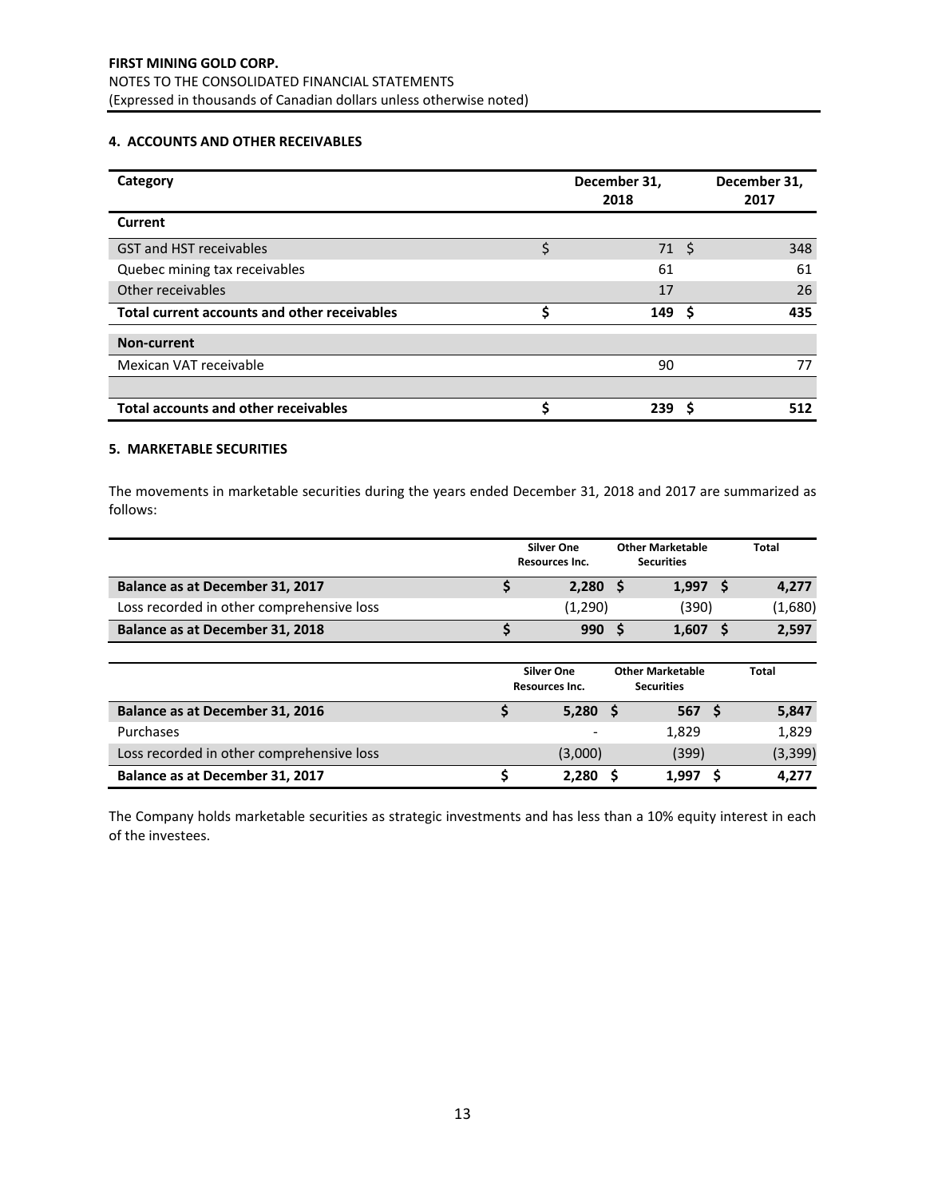**FIRST MINING GOLD CORP.**
NOTES TO THE CONSOLIDATED FINANCIAL STATEMENTS
(Expressed in thousands of Canadian dollars unless otherwise noted)

## 4. ACCOUNTS AND OTHER RECEIVABLES

| Category | December 31, 2018 | December 31, 2017 |
|---|---|---|
| **Current** | | |
| GST and HST receivables | $ 71 | $ 348 |
| Quebec mining tax receivables | 61 | 61 |
| Other receivables | 17 | 26 |
| **Total current accounts and other receivables** | **$ 149** | **$ 435** |
| **Non-current** | | |
| Mexican VAT receivable | 90 | 77 |
| | | |
| **Total accounts and other receivables** | **$ 239** | **$ 512** |

## 5. MARKETABLE SECURITIES

The movements in marketable securities during the years ended December 31, 2018 and 2017 are summarized as follows:

| | Silver One Resources Inc. | Other Marketable Securities | Total |
|---|---|---|---|
| **Balance as at December 31, 2017** | **$ 2,280** | **$ 1,997** | **$ 4,277** |
| Loss recorded in other comprehensive loss | (1,290) | (390) | (1,680) |
| **Balance as at December 31, 2018** | **$ 990** | **$ 1,607** | **$ 2,597** |

| | Silver One Resources Inc. | Other Marketable Securities | Total |
|---|---|---|---|
| **Balance as at December 31, 2016** | **$ 5,280** | **$ 567** | **$ 5,847** |
| Purchases | - | 1,829 | 1,829 |
| Loss recorded in other comprehensive loss | (3,000) | (399) | (3,399) |
| **Balance as at December 31, 2017** | **$ 2,280** | **$ 1,997** | **$ 4,277** |

The Company holds marketable securities as strategic investments and has less than a 10% equity interest in each of the investees.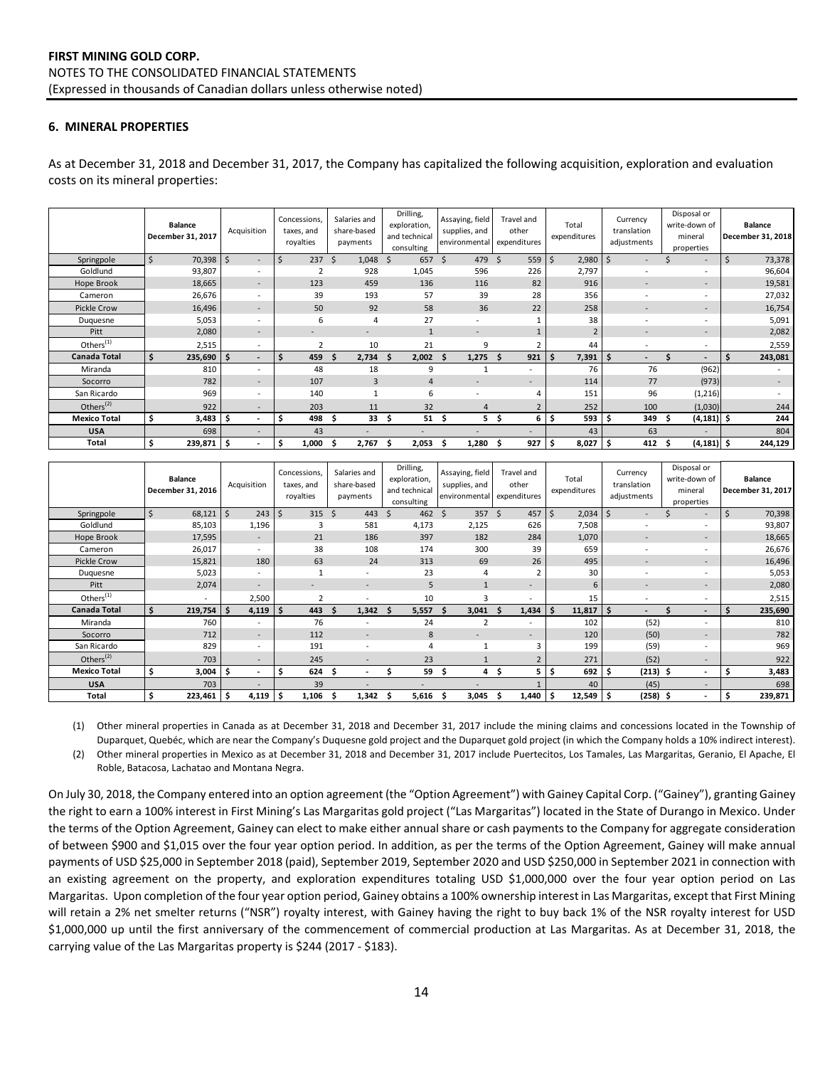## 6. MINERAL PROPERTIES

As at December 31, 2018 and December 31, 2017, the Company has capitalized the following acquisition, exploration and evaluation costs on its mineral properties:

| | Balance December 31, 2017 | Acquisition | Concessions, taxes, and royalties | Salaries and share-based payments | Drilling, exploration, and technical consulting | Assaying, field supplies, and environmental | Travel and other expenditures | Total expenditures | Currency translation adjustments | Disposal or write-down of mineral properties | Balance December 31, 2018 |
|---|---|---|---|---|---|---|---|---|---|---|---|
| Springpole | $ 70,398 | $ - | $ 237 | $ 1,048 | $ 657 | $ 479 | $ 559 | $ 2,980 | $ - | $ - | $ 73,378 |
| Goldlund | 93,807 | - | 2 | 928 | 1,045 | 596 | 226 | 2,797 | - | - | 96,604 |
| Hope Brook | 18,665 | - | 123 | 459 | 136 | 116 | 82 | 916 | - | - | 19,581 |
| Cameron | 26,676 | - | 39 | 193 | 57 | 39 | 28 | 356 | - | - | 27,032 |
| Pickle Crow | 16,496 | - | 50 | 92 | 58 | 36 | 22 | 258 | - | - | 16,754 |
| Duquesne | 5,053 | - | 6 | 4 | 27 | - | 1 | 38 | - | - | 5,091 |
| Pitt | 2,080 | - | - | - | 1 | - | 1 | 2 | - | - | 2,082 |
| Others(1) | 2,515 | - | 2 | 10 | 21 | 9 | 2 | 44 | - | - | 2,559 |
| **Canada Total** | **$ 235,690** | **$ -** | **$ 459** | **$ 2,734** | **$ 2,002** | **$ 1,275** | **$ 921** | **$ 7,391** | **$ -** | **$ -** | **$ 243,081** |
| Miranda | 810 | - | 48 | 18 | 9 | 1 | - | 76 | 76 | (962) | - |
| Socorro | 782 | - | 107 | 3 | 4 | - | - | 114 | 77 | (973) | - |
| San Ricardo | 969 | - | 140 | 1 | 6 | - | 4 | 151 | 96 | (1,216) | - |
| Others(2) | 922 | - | 203 | 11 | 32 | 4 | 2 | 252 | 100 | (1,030) | 244 |
| **Mexico Total** | **$ 3,483** | **$ -** | **$ 498** | **$ 33** | **$ 51** | **$ 5** | **$ 6** | **$ 593** | **$ 349** | **$ (4,181)** | **$ 244** |
| **USA** | 698 | - | 43 | - | - | - | - | 43 | 63 | - | 804 |
| **Total** | **$ 239,871** | **$ -** | **$ 1,000** | **$ 2,767** | **$ 2,053** | **$ 1,280** | **$ 927** | **$ 8,027** | **$ 412** | **$ (4,181)** | **$ 244,129** |

| | Balance December 31, 2016 | Acquisition | Concessions, taxes, and royalties | Salaries and share-based payments | Drilling, exploration, and technical consulting | Assaying, field supplies, and environmental | Travel and other expenditures | Total expenditures | Currency translation adjustments | Disposal or write-down of mineral properties | Balance December 31, 2017 |
|---|---|---|---|---|---|---|---|---|---|---|---|
| Springpole | $ 68,121 | $ 243 | $ 315 | $ 443 | $ 462 | $ 357 | $ 457 | $ 2,034 | $ - | $ - | $ 70,398 |
| Goldlund | 85,103 | 1,196 | 3 | 581 | 4,173 | 2,125 | 626 | 7,508 | - | - | 93,807 |
| Hope Brook | 17,595 | - | 21 | 186 | 397 | 182 | 284 | 1,070 | - | - | 18,665 |
| Cameron | 26,017 | - | 38 | 108 | 174 | 300 | 39 | 659 | - | - | 26,676 |
| Pickle Crow | 15,821 | 180 | 63 | 24 | 313 | 69 | 26 | 495 | - | - | 16,496 |
| Duquesne | 5,023 | - | 1 | - | 23 | 4 | 2 | 30 | - | - | 5,053 |
| Pitt | 2,074 | - | - | - | 5 | 1 | - | 6 | - | - | 2,080 |
| Others(1) | - | 2,500 | 2 | - | 10 | 3 | - | 15 | - | - | 2,515 |
| **Canada Total** | **$ 219,754** | **$ 4,119** | **$ 443** | **$ 1,342** | **$ 5,557** | **$ 3,041** | **$ 1,434** | **$ 11,817** | **$ -** | **$ -** | **$ 235,690** |
| Miranda | 760 | - | 76 | - | 24 | 2 | - | 102 | (52) | - | 810 |
| Socorro | 712 | - | 112 | - | 8 | - | - | 120 | (50) | - | 782 |
| San Ricardo | 829 | - | 191 | - | 4 | 1 | 3 | 199 | (59) | - | 969 |
| Others(2) | 703 | - | 245 | - | 23 | 1 | 2 | 271 | (52) | - | 922 |
| **Mexico Total** | **$ 3,004** | **$ -** | **$ 624** | **$ -** | **$ 59** | **$ 4** | **$ 5** | **$ 692** | **$ (213)** | **$ -** | **$ 3,483** |
| **USA** | 703 | - | 39 | - | - | - | 1 | 40 | (45) | - | 698 |
| **Total** | **$ 223,461** | **$ 4,119** | **$ 1,106** | **$ 1,342** | **$ 5,616** | **$ 3,045** | **$ 1,440** | **$ 12,549** | **$ (258)** | **$ -** | **$ 239,871** |

(1) Other mineral properties in Canada as at December 31, 2018 and December 31, 2017 include the mining claims and concessions located in the Township of Duparquet, Quebéc, which are near the Company's Duquesne gold project and the Duparquet gold project (in which the Company holds a 10% indirect interest).

(2) Other mineral properties in Mexico as at December 31, 2018 and December 31, 2017 include Puertecitos, Los Tamales, Las Margaritas, Geranio, El Apache, El Roble, Batacosa, Lachatao and Montana Negra.

On July 30, 2018, the Company entered into an option agreement (the "Option Agreement") with Gainey Capital Corp. ("Gainey"), granting Gainey the right to earn a 100% interest in First Mining's Las Margaritas gold project ("Las Margaritas") located in the State of Durango in Mexico. Under the terms of the Option Agreement, Gainey can elect to make either annual share or cash payments to the Company for aggregate consideration of between $900 and $1,015 over the four year option period. In addition, as per the terms of the Option Agreement, Gainey will make annual payments of USD $25,000 in September 2018 (paid), September 2019, September 2020 and USD $250,000 in September 2021 in connection with an existing agreement on the property, and exploration expenditures totaling USD $1,000,000 over the four year option period on Las Margaritas. Upon completion of the four year option period, Gainey obtains a 100% ownership interest in Las Margaritas, except that First Mining will retain a 2% net smelter returns ("NSR") royalty interest, with Gainey having the right to buy back 1% of the NSR royalty interest for USD $1,000,000 up until the first anniversary of the commencement of commercial production at Las Margaritas. As at December 31, 2018, the carrying value of the Las Margaritas property is $244 (2017 - $183).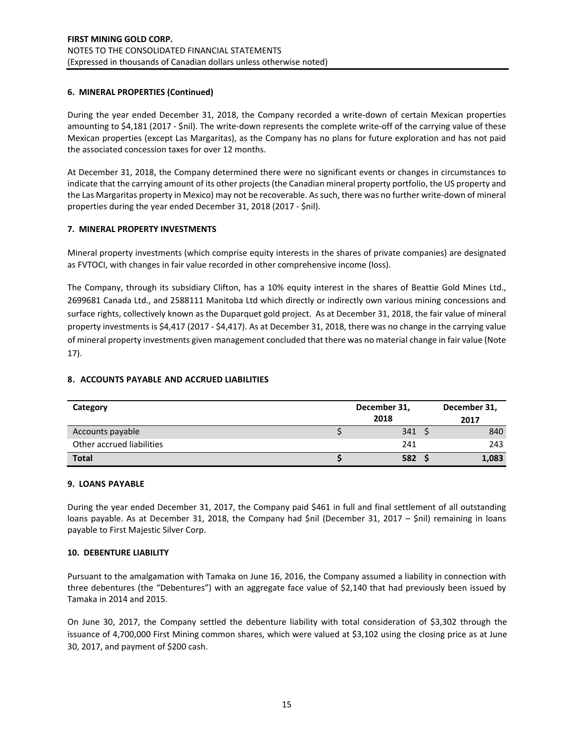## 6. MINERAL PROPERTIES (Continued)

During the year ended December 31, 2018, the Company recorded a write-down of certain Mexican properties amounting to $4,181 (2017 - $nil). The write-down represents the complete write-off of the carrying value of these Mexican properties (except Las Margaritas), as the Company has no plans for future exploration and has not paid the associated concession taxes for over 12 months.

At December 31, 2018, the Company determined there were no significant events or changes in circumstances to indicate that the carrying amount of its other projects (the Canadian mineral property portfolio, the US property and the Las Margaritas property in Mexico) may not be recoverable. As such, there was no further write-down of mineral properties during the year ended December 31, 2018 (2017 - $nil).

## 7. MINERAL PROPERTY INVESTMENTS

Mineral property investments (which comprise equity interests in the shares of private companies) are designated as FVTOCI, with changes in fair value recorded in other comprehensive income (loss).

The Company, through its subsidiary Clifton, has a 10% equity interest in the shares of Beattie Gold Mines Ltd., 2699681 Canada Ltd., and 2588111 Manitoba Ltd which directly or indirectly own various mining concessions and surface rights, collectively known as the Duparquet gold project. As at December 31, 2018, the fair value of mineral property investments is $4,417 (2017 - $4,417). As at December 31, 2018, there was no change in the carrying value of mineral property investments given management concluded that there was no material change in fair value (Note 17).

## 8. ACCOUNTS PAYABLE AND ACCRUED LIABILITIES

| Category | December 31, 2018 | December 31, 2017 |
|---|---|---|
| Accounts payable | $ 341 | $ 840 |
| Other accrued liabilities | 241 | 243 |
| **Total** | **$ 582** | **$ 1,083** |

## 9. LOANS PAYABLE

During the year ended December 31, 2017, the Company paid $461 in full and final settlement of all outstanding loans payable. As at December 31, 2018, the Company had $nil (December 31, 2017 – $nil) remaining in loans payable to First Majestic Silver Corp.

## 10. DEBENTURE LIABILITY

Pursuant to the amalgamation with Tamaka on June 16, 2016, the Company assumed a liability in connection with three debentures (the "Debentures") with an aggregate face value of $2,140 that had previously been issued by Tamaka in 2014 and 2015.

On June 30, 2017, the Company settled the debenture liability with total consideration of $3,302 through the issuance of 4,700,000 First Mining common shares, which were valued at $3,102 using the closing price as at June 30, 2017, and payment of $200 cash.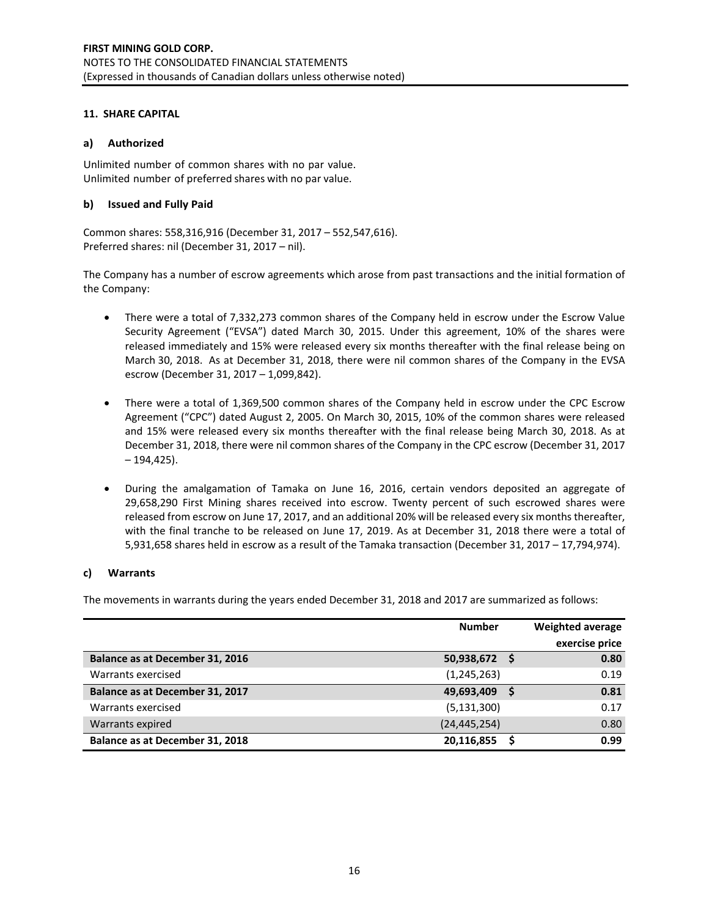## 11. SHARE CAPITAL

### a) Authorized

Unlimited number of common shares with no par value.
Unlimited number of preferred shares with no par value.

### b) Issued and Fully Paid

Common shares: 558,316,916 (December 31, 2017 – 552,547,616).
Preferred shares: nil (December 31, 2017 – nil).

The Company has a number of escrow agreements which arose from past transactions and the initial formation of the Company:

- There were a total of 7,332,273 common shares of the Company held in escrow under the Escrow Value Security Agreement ("EVSA") dated March 30, 2015. Under this agreement, 10% of the shares were released immediately and 15% were released every six months thereafter with the final release being on March 30, 2018. As at December 31, 2018, there were nil common shares of the Company in the EVSA escrow (December 31, 2017 – 1,099,842).

- There were a total of 1,369,500 common shares of the Company held in escrow under the CPC Escrow Agreement ("CPC") dated August 2, 2005. On March 30, 2015, 10% of the common shares were released and 15% were released every six months thereafter with the final release being March 30, 2018. As at December 31, 2018, there were nil common shares of the Company in the CPC escrow (December 31, 2017 – 194,425).

- During the amalgamation of Tamaka on June 16, 2016, certain vendors deposited an aggregate of 29,658,290 First Mining shares received into escrow. Twenty percent of such escrowed shares were released from escrow on June 17, 2017, and an additional 20% will be released every six months thereafter, with the final tranche to be released on June 17, 2019. As at December 31, 2018 there were a total of 5,931,658 shares held in escrow as a result of the Tamaka transaction (December 31, 2017 – 17,794,974).

### c) Warrants

The movements in warrants during the years ended December 31, 2018 and 2017 are summarized as follows:

| | Number | Weighted average exercise price |
|---|---|---|
| **Balance as at December 31, 2016** | **50,938,672** | **$ 0.80** |
| Warrants exercised | (1,245,263) | 0.19 |
| **Balance as at December 31, 2017** | **49,693,409** | **$ 0.81** |
| Warrants exercised | (5,131,300) | 0.17 |
| Warrants expired | (24,445,254) | 0.80 |
| **Balance as at December 31, 2018** | **20,116,855** | **$ 0.99** |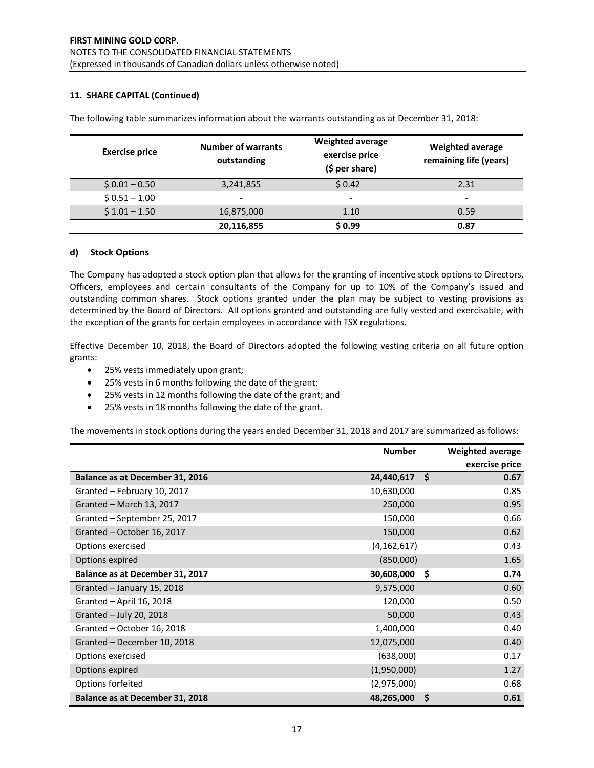## 11. SHARE CAPITAL (Continued)

The following table summarizes information about the warrants outstanding as at December 31, 2018:

| Exercise price | Number of warrants outstanding | Weighted average exercise price ($ per share) | Weighted average remaining life (years) |
|---|---|---|---|
| $ 0.01 – 0.50 | 3,241,855 | $ 0.42 | 2.31 |
| $ 0.51 – 1.00 | - | - | - |
| $ 1.01 – 1.50 | 16,875,000 | 1.10 | 0.59 |
| | **20,116,855** | **$ 0.99** | **0.87** |

### d) Stock Options

The Company has adopted a stock option plan that allows for the granting of incentive stock options to Directors, Officers, employees and certain consultants of the Company for up to 10% of the Company's issued and outstanding common shares. Stock options granted under the plan may be subject to vesting provisions as determined by the Board of Directors. All options granted and outstanding are fully vested and exercisable, with the exception of the grants for certain employees in accordance with TSX regulations.

Effective December 10, 2018, the Board of Directors adopted the following vesting criteria on all future option grants:

- 25% vests immediately upon grant;
- 25% vests in 6 months following the date of the grant;
- 25% vests in 12 months following the date of the grant; and
- 25% vests in 18 months following the date of the grant.

The movements in stock options during the years ended December 31, 2018 and 2017 are summarized as follows:

| | Number | Weighted average exercise price |
|---|---|---|
| **Balance as at December 31, 2016** | **24,440,617** | **$ 0.67** |
| Granted – February 10, 2017 | 10,630,000 | 0.85 |
| Granted – March 13, 2017 | 250,000 | 0.95 |
| Granted – September 25, 2017 | 150,000 | 0.66 |
| Granted – October 16, 2017 | 150,000 | 0.62 |
| Options exercised | (4,162,617) | 0.43 |
| Options expired | (850,000) | 1.65 |
| **Balance as at December 31, 2017** | **30,608,000** | **$ 0.74** |
| Granted – January 15, 2018 | 9,575,000 | 0.60 |
| Granted – April 16, 2018 | 120,000 | 0.50 |
| Granted – July 20, 2018 | 50,000 | 0.43 |
| Granted – October 16, 2018 | 1,400,000 | 0.40 |
| Granted – December 10, 2018 | 12,075,000 | 0.40 |
| Options exercised | (638,000) | 0.17 |
| Options expired | (1,950,000) | 1.27 |
| Options forfeited | (2,975,000) | 0.68 |
| **Balance as at December 31, 2018** | **48,265,000** | **$ 0.61** |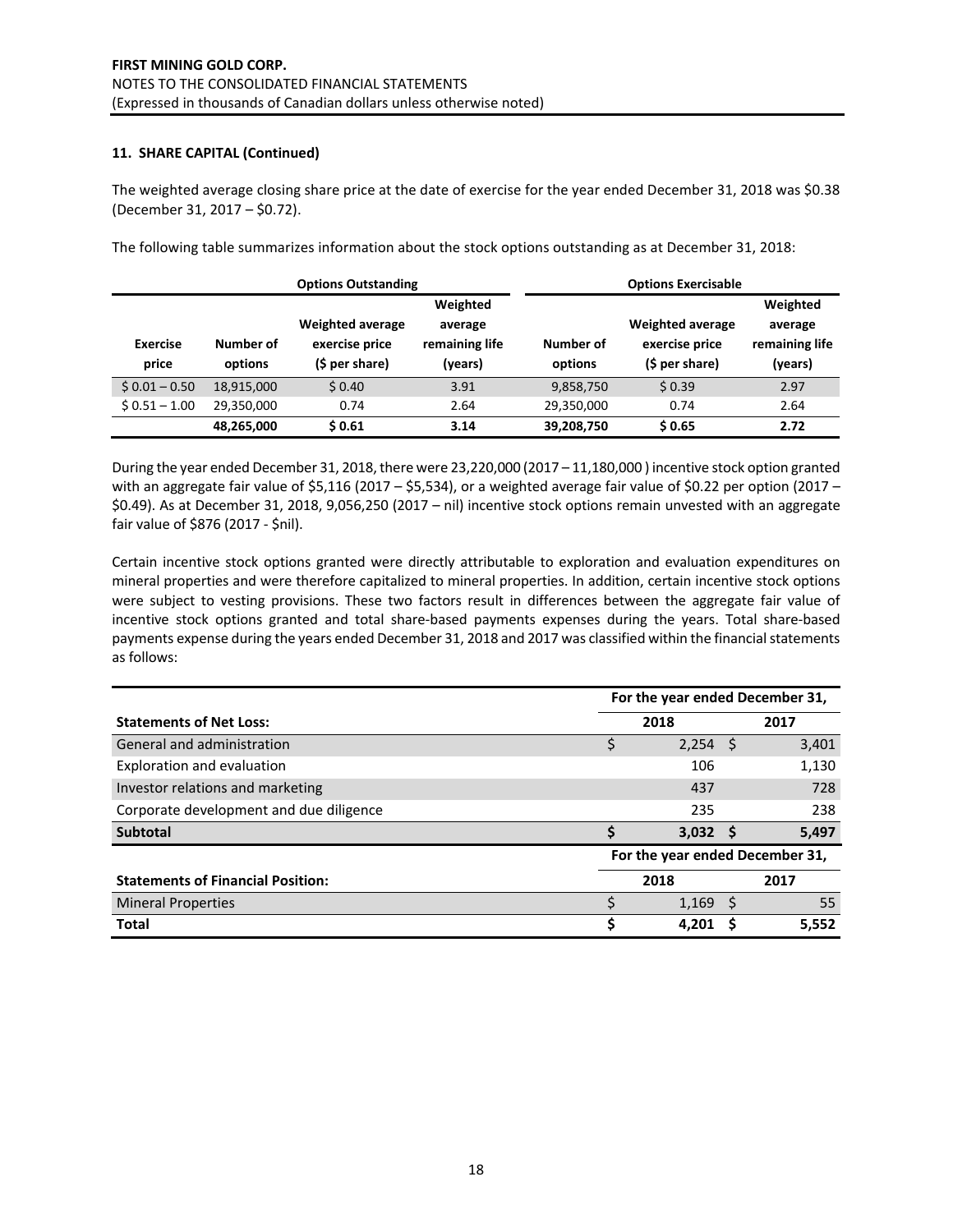**FIRST MINING GOLD CORP.**
NOTES TO THE CONSOLIDATED FINANCIAL STATEMENTS
(Expressed in thousands of Canadian dollars unless otherwise noted)

**11. SHARE CAPITAL (Continued)**

The weighted average closing share price at the date of exercise for the year ended December 31, 2018 was $0.38 (December 31, 2017 – $0.72).

The following table summarizes information about the stock options outstanding as at December 31, 2018:

| | Options Outstanding | | | Options Exercisable | | |
|---|---|---|---|---|---|---|
| **Exercise price** | **Number of options** | **Weighted average exercise price ($ per share)** | **Weighted average remaining life (years)** | **Number of options** | **Weighted average exercise price ($ per share)** | **Weighted average remaining life (years)** |
| $ 0.01 – 0.50 | 18,915,000 | $ 0.40 | 3.91 | 9,858,750 | $ 0.39 | 2.97 |
| $ 0.51 – 1.00 | 29,350,000 | 0.74 | 2.64 | 29,350,000 | 0.74 | 2.64 |
| | **48,265,000** | **$ 0.61** | **3.14** | **39,208,750** | **$ 0.65** | **2.72** |

During the year ended December 31, 2018, there were 23,220,000 (2017 – 11,180,000 ) incentive stock option granted with an aggregate fair value of $5,116 (2017 – $5,534), or a weighted average fair value of $0.22 per option (2017 – $0.49). As at December 31, 2018, 9,056,250 (2017 – nil) incentive stock options remain unvested with an aggregate fair value of $876 (2017 - $nil).

Certain incentive stock options granted were directly attributable to exploration and evaluation expenditures on mineral properties and were therefore capitalized to mineral properties. In addition, certain incentive stock options were subject to vesting provisions. These two factors result in differences between the aggregate fair value of incentive stock options granted and total share-based payments expenses during the years. Total share-based payments expense during the years ended December 31, 2018 and 2017 was classified within the financial statements as follows:

| | For the year ended December 31, | |
|---|---|---|
| **Statements of Net Loss:** | **2018** | **2017** |
| General and administration | $ 2,254 | $ 3,401 |
| Exploration and evaluation | 106 | 1,130 |
| Investor relations and marketing | 437 | 728 |
| Corporate development and due diligence | 235 | 238 |
| **Subtotal** | **$ 3,032** | **$ 5,497** |
| | **For the year ended December 31,** | |
| **Statements of Financial Position:** | **2018** | **2017** |
| Mineral Properties | $ 1,169 | $ 55 |
| **Total** | **$ 4,201** | **$ 5,552** |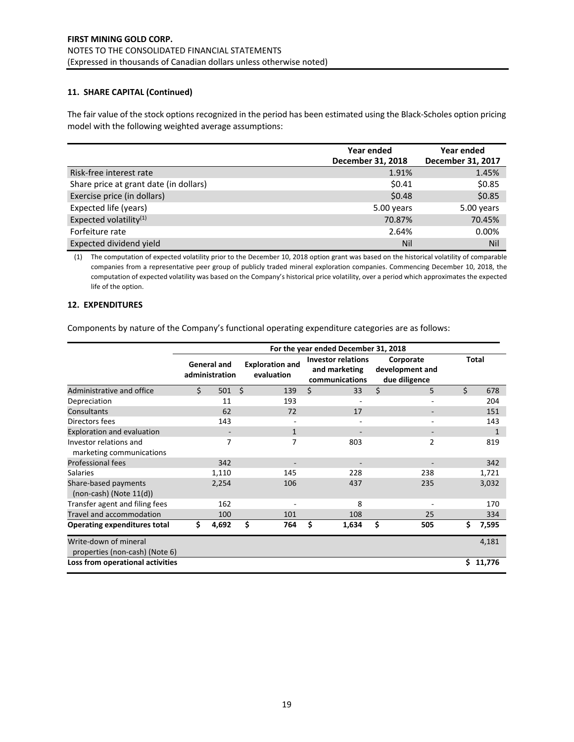FIRST MINING GOLD CORP.
NOTES TO THE CONSOLIDATED FINANCIAL STATEMENTS
(Expressed in thousands of Canadian dollars unless otherwise noted)

### 11. SHARE CAPITAL (Continued)

The fair value of the stock options recognized in the period has been estimated using the Black-Scholes option pricing model with the following weighted average assumptions:

| | Year ended December 31, 2018 | Year ended December 31, 2017 |
|---|---|---|
| Risk-free interest rate | 1.91% | 1.45% |
| Share price at grant date (in dollars) | $0.41 | $0.85 |
| Exercise price (in dollars) | $0.48 | $0.85 |
| Expected life (years) | 5.00 years | 5.00 years |
| Expected volatility[(1)] | 70.87% | 70.45% |
| Forfeiture rate | 2.64% | 0.00% |
| Expected dividend yield | Nil | Nil |

(1) The computation of expected volatility prior to the December 10, 2018 option grant was based on the historical volatility of comparable companies from a representative peer group of publicly traded mineral exploration companies. Commencing December 10, 2018, the computation of expected volatility was based on the Company's historical price volatility, over a period which approximates the expected life of the option.

### 12. EXPENDITURES

Components by nature of the Company's functional operating expenditure categories are as follows:

| | For the year ended December 31, 2018 | | | | |
|---|---|---|---|---|---|
| | General and administration | Exploration and evaluation | Investor relations and marketing communications | Corporate development and due diligence | Total |
| Administrative and office | $ 501 | $ 139 | $ 33 | $ 5 | $ 678 |
| Depreciation | 11 | 193 | - | - | 204 |
| Consultants | 62 | 72 | 17 | - | 151 |
| Directors fees | 143 | - | - | - | 143 |
| Exploration and evaluation | - | 1 | - | - | 1 |
| Investor relations and marketing communications | 7 | 7 | 803 | 2 | 819 |
| Professional fees | 342 | - | - | - | 342 |
| Salaries | 1,110 | 145 | 228 | 238 | 1,721 |
| Share-based payments (non-cash) (Note 11(d)) | 2,254 | 106 | 437 | 235 | 3,032 |
| Transfer agent and filing fees | 162 | - | 8 | - | 170 |
| Travel and accommodation | 100 | 101 | 108 | 25 | 334 |
| **Operating expenditures total** | **$ 4,692** | **$ 764** | **$ 1,634** | **$ 505** | **$ 7,595** |
| Write-down of mineral properties (non-cash) (Note 6) | | | | | 4,181 |
| **Loss from operational activities** | | | | | **$ 11,776** |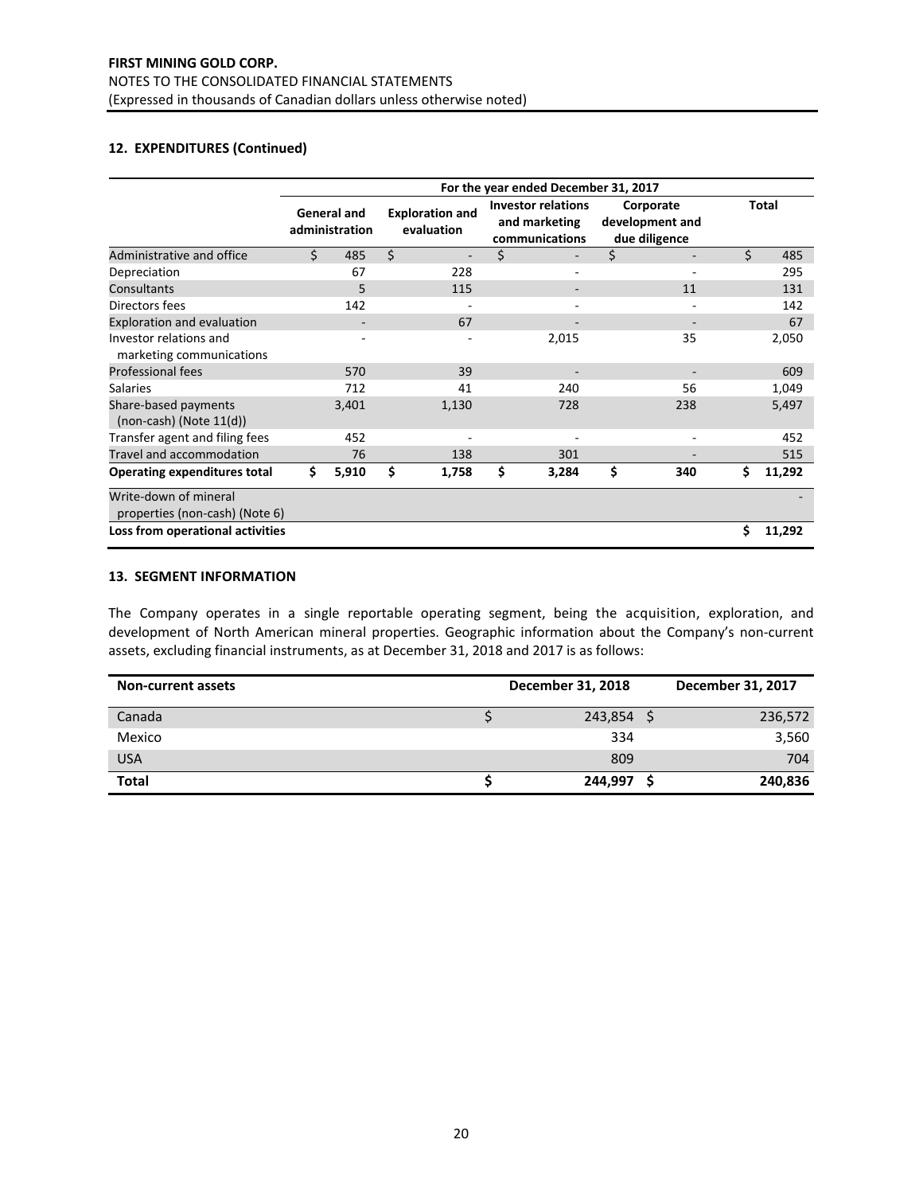## 12. EXPENDITURES (Continued)

| | For the year ended December 31, 2017 | | | | |
|---|---|---|---|---|---|
| | General and administration | Exploration and evaluation | Investor relations and marketing communications | Corporate development and due diligence | Total |
| Administrative and office | $ 485 | $ - | $ - | $ - | $ 485 |
| Depreciation | 67 | 228 | - | - | 295 |
| Consultants | 5 | 115 | - | 11 | 131 |
| Directors fees | 142 | - | - | - | 142 |
| Exploration and evaluation | - | 67 | - | - | 67 |
| Investor relations and marketing communications | - | - | 2,015 | 35 | 2,050 |
| Professional fees | 570 | 39 | - | - | 609 |
| Salaries | 712 | 41 | 240 | 56 | 1,049 |
| Share-based payments (non-cash) (Note 11(d)) | 3,401 | 1,130 | 728 | 238 | 5,497 |
| Transfer agent and filing fees | 452 | - | - | - | 452 |
| Travel and accommodation | 76 | 138 | 301 | - | 515 |
| **Operating expenditures total** | **$ 5,910** | **$ 1,758** | **$ 3,284** | **$ 340** | **$ 11,292** |
| Write-down of mineral properties (non-cash) (Note 6) | | | | | - |
| **Loss from operational activities** | | | | | **$ 11,292** |

## 13. SEGMENT INFORMATION

The Company operates in a single reportable operating segment, being the acquisition, exploration, and development of North American mineral properties. Geographic information about the Company's non-current assets, excluding financial instruments, as at December 31, 2018 and 2017 is as follows:

| Non-current assets | December 31, 2018 | December 31, 2017 |
|---|---|---|
| Canada | $ 243,854 | $ 236,572 |
| Mexico | 334 | 3,560 |
| USA | 809 | 704 |
| **Total** | **$ 244,997** | **$ 240,836** |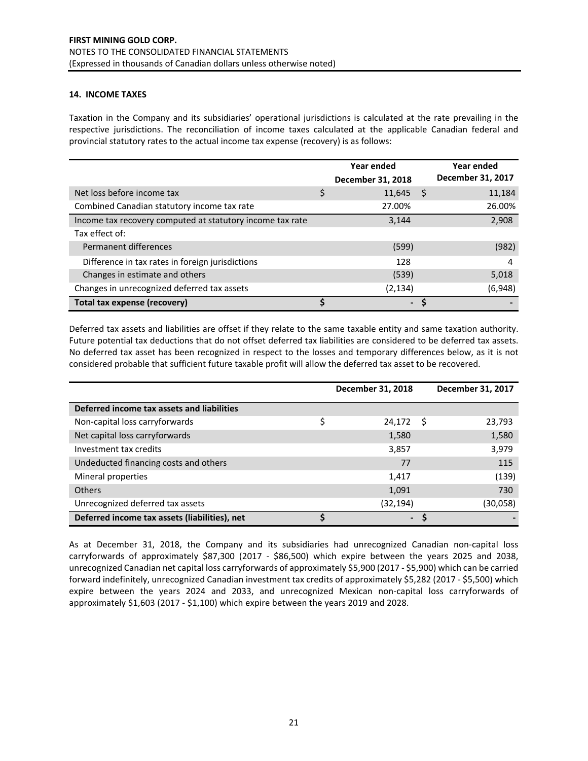**FIRST MINING GOLD CORP.**
NOTES TO THE CONSOLIDATED FINANCIAL STATEMENTS
(Expressed in thousands of Canadian dollars unless otherwise noted)

## 14. INCOME TAXES

Taxation in the Company and its subsidiaries' operational jurisdictions is calculated at the rate prevailing in the respective jurisdictions. The reconciliation of income taxes calculated at the applicable Canadian federal and provincial statutory rates to the actual income tax expense (recovery) is as follows:

| | Year ended December 31, 2018 | Year ended December 31, 2017 |
|---|---|---|
| Net loss before income tax | $ 11,645 | $ 11,184 |
| Combined Canadian statutory income tax rate | 27.00% | 26.00% |
| Income tax recovery computed at statutory income tax rate | 3,144 | 2,908 |
| Tax effect of: | | |
| Permanent differences | (599) | (982) |
| Difference in tax rates in foreign jurisdictions | 128 | 4 |
| Changes in estimate and others | (539) | 5,018 |
| Changes in unrecognized deferred tax assets | (2,134) | (6,948) |
| **Total tax expense (recovery)** | **$ -** | **$ -** |

Deferred tax assets and liabilities are offset if they relate to the same taxable entity and same taxation authority. Future potential tax deductions that do not offset deferred tax liabilities are considered to be deferred tax assets. No deferred tax asset has been recognized in respect to the losses and temporary differences below, as it is not considered probable that sufficient future taxable profit will allow the deferred tax asset to be recovered.

| | December 31, 2018 | December 31, 2017 |
|---|---|---|
| **Deferred income tax assets and liabilities** | | |
| Non-capital loss carryforwards | $ 24,172 | $ 23,793 |
| Net capital loss carryforwards | 1,580 | 1,580 |
| Investment tax credits | 3,857 | 3,979 |
| Undeducted financing costs and others | 77 | 115 |
| Mineral properties | 1,417 | (139) |
| Others | 1,091 | 730 |
| Unrecognized deferred tax assets | (32,194) | (30,058) |
| **Deferred income tax assets (liabilities), net** | **$ -** | **$ -** |

As at December 31, 2018, the Company and its subsidiaries had unrecognized Canadian non-capital loss carryforwards of approximately $87,300 (2017 - $86,500) which expire between the years 2025 and 2038, unrecognized Canadian net capital loss carryforwards of approximately $5,900 (2017 - $5,900) which can be carried forward indefinitely, unrecognized Canadian investment tax credits of approximately $5,282 (2017 - $5,500) which expire between the years 2024 and 2033, and unrecognized Mexican non-capital loss carryforwards of approximately $1,603 (2017 - $1,100) which expire between the years 2019 and 2028.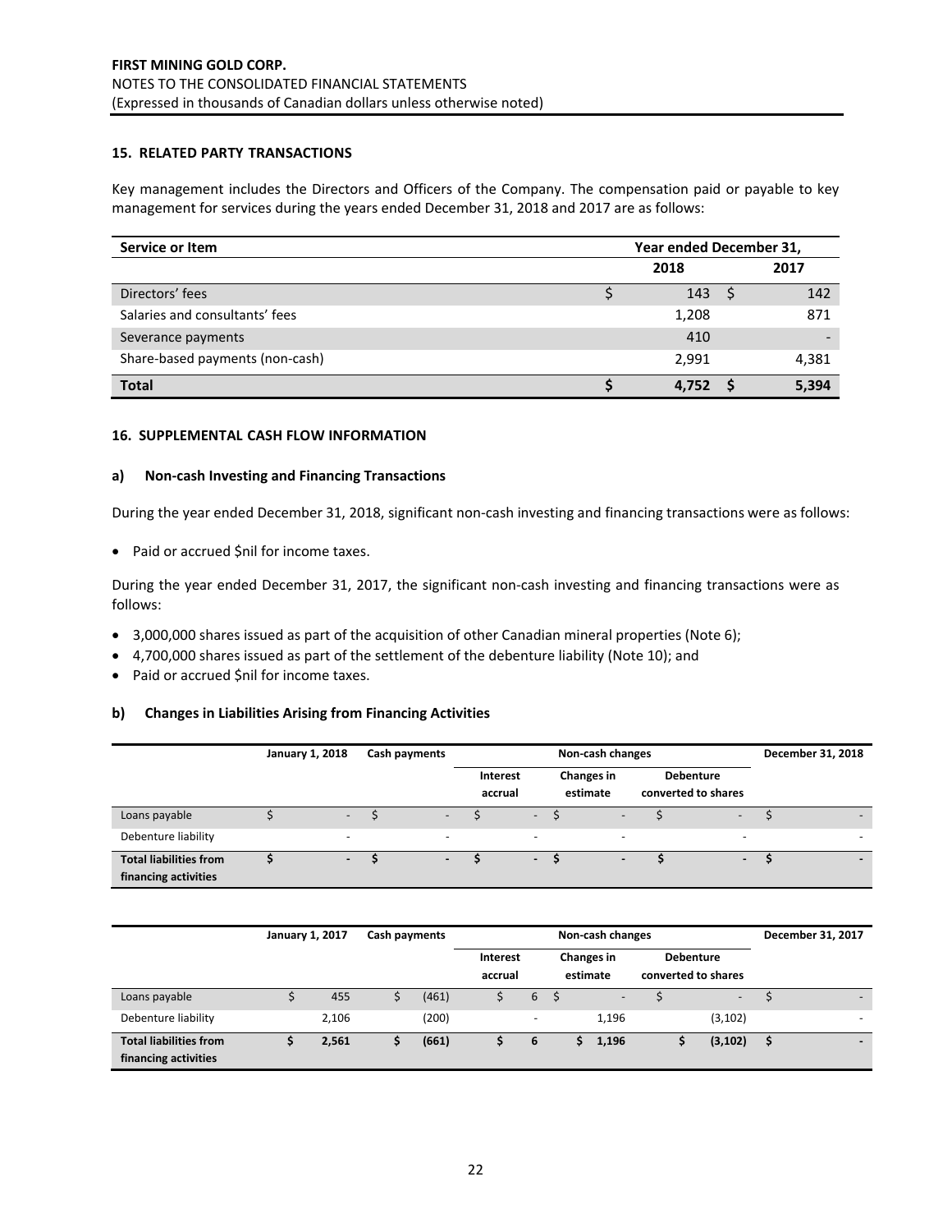## 15. RELATED PARTY TRANSACTIONS

Key management includes the Directors and Officers of the Company. The compensation paid or payable to key management for services during the years ended December 31, 2018 and 2017 are as follows:

| Service or Item | Year ended December 31, | |
|---|---|---|
| | 2018 | 2017 |
| Directors' fees | $ 143 | $ 142 |
| Salaries and consultants' fees | 1,208 | 871 |
| Severance payments | 410 | - |
| Share-based payments (non-cash) | 2,991 | 4,381 |
| **Total** | **$ 4,752** | **$ 5,394** |

## 16. SUPPLEMENTAL CASH FLOW INFORMATION

### a) Non-cash Investing and Financing Transactions

During the year ended December 31, 2018, significant non-cash investing and financing transactions were as follows:

- Paid or accrued $nil for income taxes.

During the year ended December 31, 2017, the significant non-cash investing and financing transactions were as follows:

- 3,000,000 shares issued as part of the acquisition of other Canadian mineral properties (Note 6);
- 4,700,000 shares issued as part of the settlement of the debenture liability (Note 10); and
- Paid or accrued $nil for income taxes.

### b) Changes in Liabilities Arising from Financing Activities

| | January 1, 2018 | Cash payments | Non-cash changes | | | December 31, 2018 |
|---|---|---|---|---|---|---|
| | | | Interest accrual | Changes in estimate | Debenture converted to shares | |
| Loans payable | $ - | $ - | $ - | $ - | $ - | $ - |
| Debenture liability | - | - | - | - | - | - |
| **Total liabilities from financing activities** | **$ -** | **$ -** | **$ -** | **$ -** | **$ -** | **$ -** |

| | January 1, 2017 | Cash payments | Non-cash changes | | | December 31, 2017 |
|---|---|---|---|---|---|---|
| | | | Interest accrual | Changes in estimate | Debenture converted to shares | |
| Loans payable | $ 455 | $ (461) | $ 6 | $ - | $ - | $ - |
| Debenture liability | 2,106 | (200) | - | 1,196 | (3,102) | - |
| **Total liabilities from financing activities** | **$ 2,561** | **$ (661)** | **$ 6** | **$ 1,196** | **$ (3,102)** | **$ -** |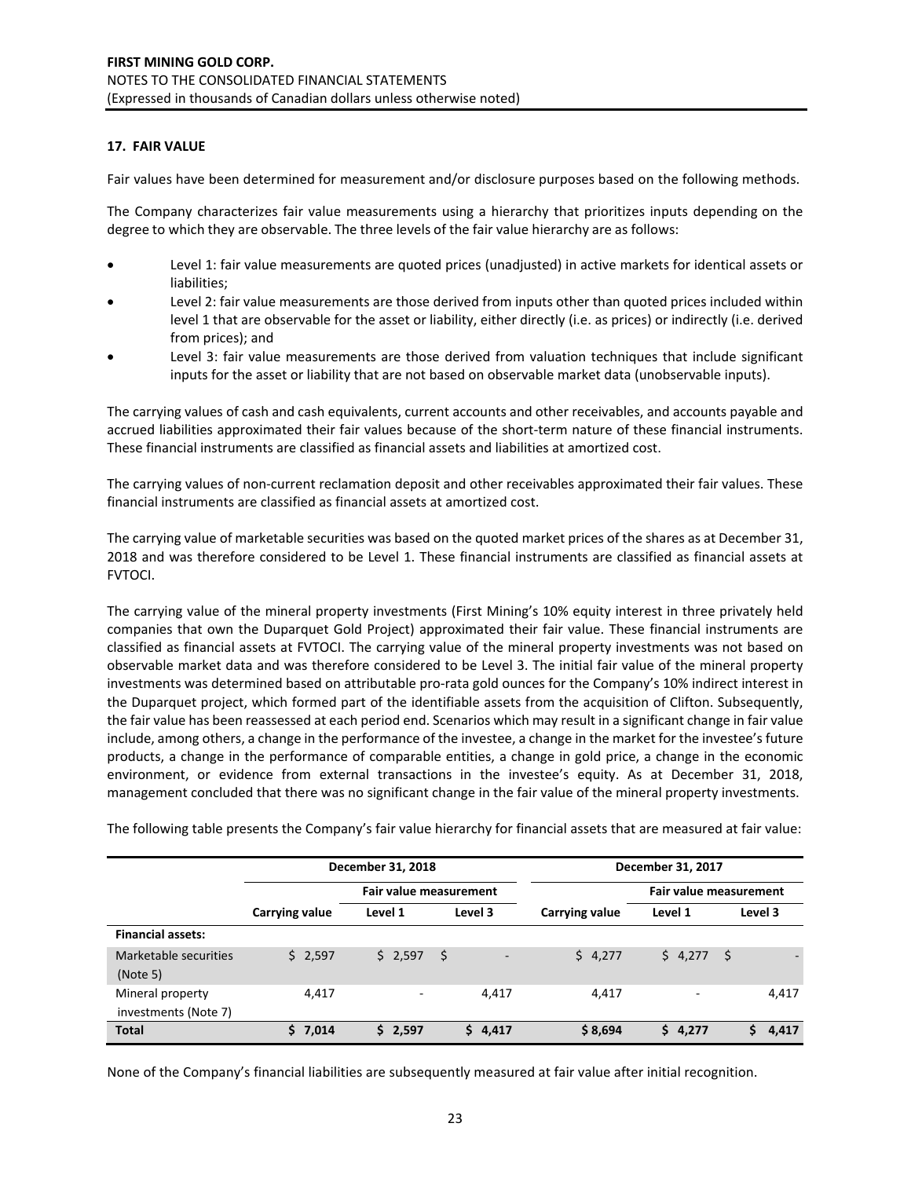## 17. FAIR VALUE

Fair values have been determined for measurement and/or disclosure purposes based on the following methods.

The Company characterizes fair value measurements using a hierarchy that prioritizes inputs depending on the degree to which they are observable. The three levels of the fair value hierarchy are as follows:

- Level 1: fair value measurements are quoted prices (unadjusted) in active markets for identical assets or liabilities;
- Level 2: fair value measurements are those derived from inputs other than quoted prices included within level 1 that are observable for the asset or liability, either directly (i.e. as prices) or indirectly (i.e. derived from prices); and
- Level 3: fair value measurements are those derived from valuation techniques that include significant inputs for the asset or liability that are not based on observable market data (unobservable inputs).

The carrying values of cash and cash equivalents, current accounts and other receivables, and accounts payable and accrued liabilities approximated their fair values because of the short-term nature of these financial instruments. These financial instruments are classified as financial assets and liabilities at amortized cost.

The carrying values of non-current reclamation deposit and other receivables approximated their fair values. These financial instruments are classified as financial assets at amortized cost.

The carrying value of marketable securities was based on the quoted market prices of the shares as at December 31, 2018 and was therefore considered to be Level 1. These financial instruments are classified as financial assets at FVTOCI.

The carrying value of the mineral property investments (First Mining's 10% equity interest in three privately held companies that own the Duparquet Gold Project) approximated their fair value. These financial instruments are classified as financial assets at FVTOCI. The carrying value of the mineral property investments was not based on observable market data and was therefore considered to be Level 3. The initial fair value of the mineral property investments was determined based on attributable pro-rata gold ounces for the Company's 10% indirect interest in the Duparquet project, which formed part of the identifiable assets from the acquisition of Clifton. Subsequently, the fair value has been reassessed at each period end. Scenarios which may result in a significant change in fair value include, among others, a change in the performance of the investee, a change in the market for the investee's future products, a change in the performance of comparable entities, a change in gold price, a change in the economic environment, or evidence from external transactions in the investee's equity. As at December 31, 2018, management concluded that there was no significant change in the fair value of the mineral property investments.

The following table presents the Company's fair value hierarchy for financial assets that are measured at fair value:

| | December 31, 2018 | | | December 31, 2017 | | |
|---|---|---|---|---|---|---|
| | | Fair value measurement | | | Fair value measurement | |
| | Carrying value | Level 1 | Level 3 | Carrying value | Level 1 | Level 3 |
| **Financial assets:** | | | | | | |
| Marketable securities (Note 5) | $ 2,597 | $ 2,597 | $ - | $ 4,277 | $ 4,277 | $ - |
| Mineral property investments (Note 7) | 4,417 | - | 4,417 | 4,417 | - | 4,417 |
| **Total** | **$ 7,014** | **$ 2,597** | **$ 4,417** | **$ 8,694** | **$ 4,277** | **$ 4,417** |

None of the Company's financial liabilities are subsequently measured at fair value after initial recognition.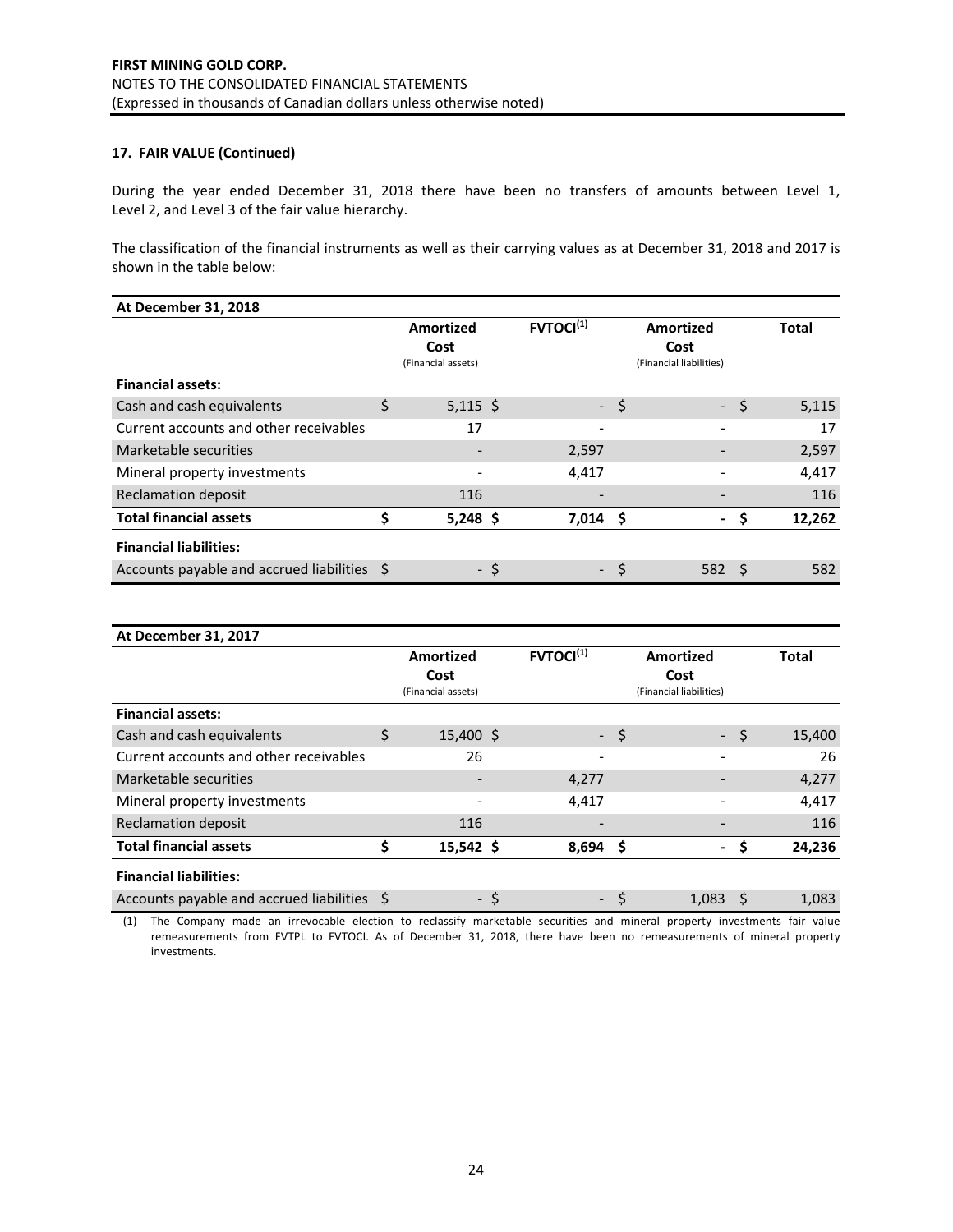**17. FAIR VALUE (Continued)**

During the year ended December 31, 2018 there have been no transfers of amounts between Level 1, Level 2, and Level 3 of the fair value hierarchy.

The classification of the financial instruments as well as their carrying values as at December 31, 2018 and 2017 is shown in the table below:

| At December 31, 2018 | Amortized Cost (Financial assets) | FVTOCI(1) | Amortized Cost (Financial liabilities) | Total |
|---|---|---|---|---|
| **Financial assets:** | | | | |
| Cash and cash equivalents | $ 5,115 | $ - | $ - | $ 5,115 |
| Current accounts and other receivables | 17 | - | - | 17 |
| Marketable securities | - | 2,597 | - | 2,597 |
| Mineral property investments | - | 4,417 | - | 4,417 |
| Reclamation deposit | 116 | - | - | 116 |
| **Total financial assets** | **$ 5,248** | **$ 7,014** | **$ -** | **$ 12,262** |
| **Financial liabilities:** | | | | |
| Accounts payable and accrued liabilities | $ - | $ - | $ 582 | $ 582 |

| At December 31, 2017 | Amortized Cost (Financial assets) | FVTOCI(1) | Amortized Cost (Financial liabilities) | Total |
|---|---|---|---|---|
| **Financial assets:** | | | | |
| Cash and cash equivalents | $ 15,400 | $ - | $ - | $ 15,400 |
| Current accounts and other receivables | 26 | - | - | 26 |
| Marketable securities | - | 4,277 | - | 4,277 |
| Mineral property investments | - | 4,417 | - | 4,417 |
| Reclamation deposit | 116 | - | - | 116 |
| **Total financial assets** | **$ 15,542** | **$ 8,694** | **$ -** | **$ 24,236** |
| **Financial liabilities:** | | | | |
| Accounts payable and accrued liabilities | $ - | $ - | $ 1,083 | $ 1,083 |

(1) The Company made an irrevocable election to reclassify marketable securities and mineral property investments fair value remeasurements from FVTPL to FVTOCI. As of December 31, 2018, there have been no remeasurements of mineral property investments.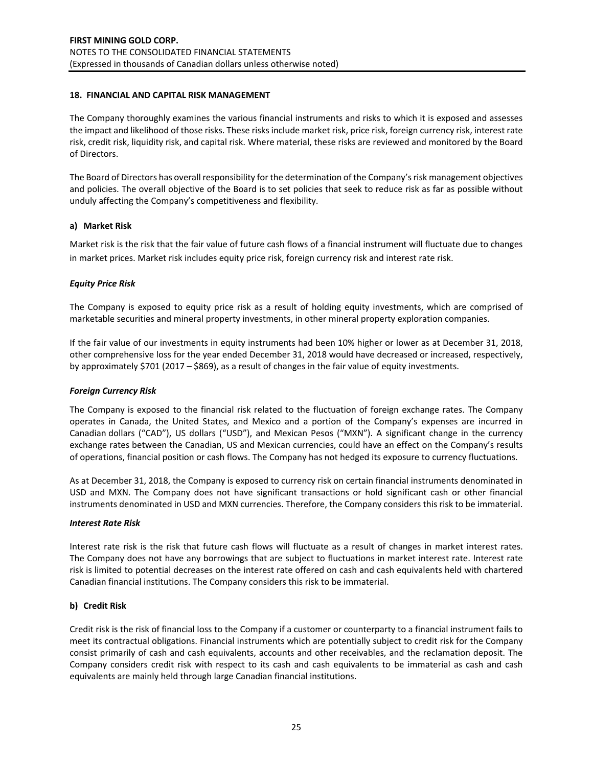## 18. FINANCIAL AND CAPITAL RISK MANAGEMENT

The Company thoroughly examines the various financial instruments and risks to which it is exposed and assesses the impact and likelihood of those risks. These risks include market risk, price risk, foreign currency risk, interest rate risk, credit risk, liquidity risk, and capital risk. Where material, these risks are reviewed and monitored by the Board of Directors.

The Board of Directors has overall responsibility for the determination of the Company's risk management objectives and policies. The overall objective of the Board is to set policies that seek to reduce risk as far as possible without unduly affecting the Company's competitiveness and flexibility.

### a) Market Risk

Market risk is the risk that the fair value of future cash flows of a financial instrument will fluctuate due to changes in market prices. Market risk includes equity price risk, foreign currency risk and interest rate risk.

#### *Equity Price Risk*

The Company is exposed to equity price risk as a result of holding equity investments, which are comprised of marketable securities and mineral property investments, in other mineral property exploration companies.

If the fair value of our investments in equity instruments had been 10% higher or lower as at December 31, 2018, other comprehensive loss for the year ended December 31, 2018 would have decreased or increased, respectively, by approximately $701 (2017 – $869), as a result of changes in the fair value of equity investments.

#### *Foreign Currency Risk*

The Company is exposed to the financial risk related to the fluctuation of foreign exchange rates. The Company operates in Canada, the United States, and Mexico and a portion of the Company's expenses are incurred in Canadian dollars ("CAD"), US dollars ("USD"), and Mexican Pesos ("MXN"). A significant change in the currency exchange rates between the Canadian, US and Mexican currencies, could have an effect on the Company's results of operations, financial position or cash flows. The Company has not hedged its exposure to currency fluctuations.

As at December 31, 2018, the Company is exposed to currency risk on certain financial instruments denominated in USD and MXN. The Company does not have significant transactions or hold significant cash or other financial instruments denominated in USD and MXN currencies. Therefore, the Company considers this risk to be immaterial.

#### *Interest Rate Risk*

Interest rate risk is the risk that future cash flows will fluctuate as a result of changes in market interest rates. The Company does not have any borrowings that are subject to fluctuations in market interest rate. Interest rate risk is limited to potential decreases on the interest rate offered on cash and cash equivalents held with chartered Canadian financial institutions. The Company considers this risk to be immaterial.

### b) Credit Risk

Credit risk is the risk of financial loss to the Company if a customer or counterparty to a financial instrument fails to meet its contractual obligations. Financial instruments which are potentially subject to credit risk for the Company consist primarily of cash and cash equivalents, accounts and other receivables, and the reclamation deposit. The Company considers credit risk with respect to its cash and cash equivalents to be immaterial as cash and cash equivalents are mainly held through large Canadian financial institutions.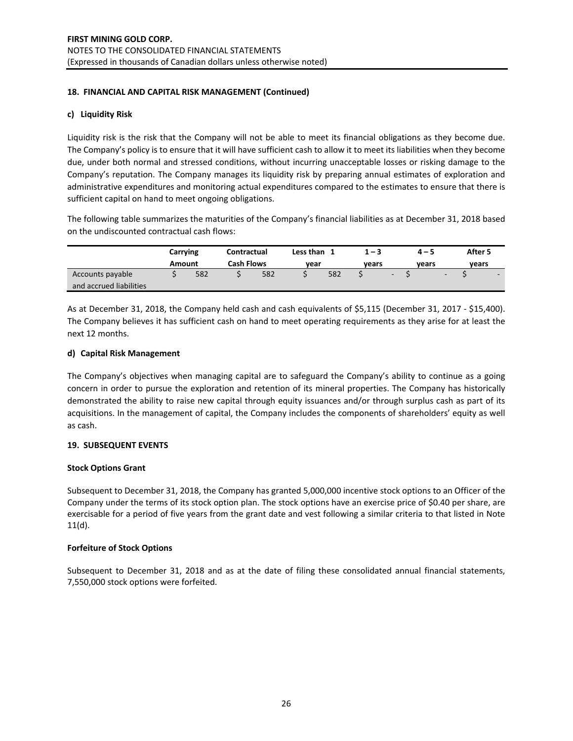**FIRST MINING GOLD CORP.**
NOTES TO THE CONSOLIDATED FINANCIAL STATEMENTS
(Expressed in thousands of Canadian dollars unless otherwise noted)

## 18. FINANCIAL AND CAPITAL RISK MANAGEMENT (Continued)

### c) Liquidity Risk

Liquidity risk is the risk that the Company will not be able to meet its financial obligations as they become due. The Company's policy is to ensure that it will have sufficient cash to allow it to meet its liabilities when they become due, under both normal and stressed conditions, without incurring unacceptable losses or risking damage to the Company's reputation. The Company manages its liquidity risk by preparing annual estimates of exploration and administrative expenditures and monitoring actual expenditures compared to the estimates to ensure that there is sufficient capital on hand to meet ongoing obligations.

The following table summarizes the maturities of the Company's financial liabilities as at December 31, 2018 based on the undiscounted contractual cash flows:

| | Carrying Amount | Contractual Cash Flows | Less than 1 year | 1 – 3 years | 4 – 5 years | After 5 years |
|---|---|---|---|---|---|---|
| Accounts payable and accrued liabilities | $ 582 | $ 582 | $ 582 | $ - | $ - | $ - |

As at December 31, 2018, the Company held cash and cash equivalents of $5,115 (December 31, 2017 - $15,400). The Company believes it has sufficient cash on hand to meet operating requirements as they arise for at least the next 12 months.

### d) Capital Risk Management

The Company's objectives when managing capital are to safeguard the Company's ability to continue as a going concern in order to pursue the exploration and retention of its mineral properties. The Company has historically demonstrated the ability to raise new capital through equity issuances and/or through surplus cash as part of its acquisitions. In the management of capital, the Company includes the components of shareholders' equity as well as cash.

## 19. SUBSEQUENT EVENTS

### Stock Options Grant

Subsequent to December 31, 2018, the Company has granted 5,000,000 incentive stock options to an Officer of the Company under the terms of its stock option plan. The stock options have an exercise price of $0.40 per share, are exercisable for a period of five years from the grant date and vest following a similar criteria to that listed in Note 11(d).

### Forfeiture of Stock Options

Subsequent to December 31, 2018 and as at the date of filing these consolidated annual financial statements, 7,550,000 stock options were forfeited.